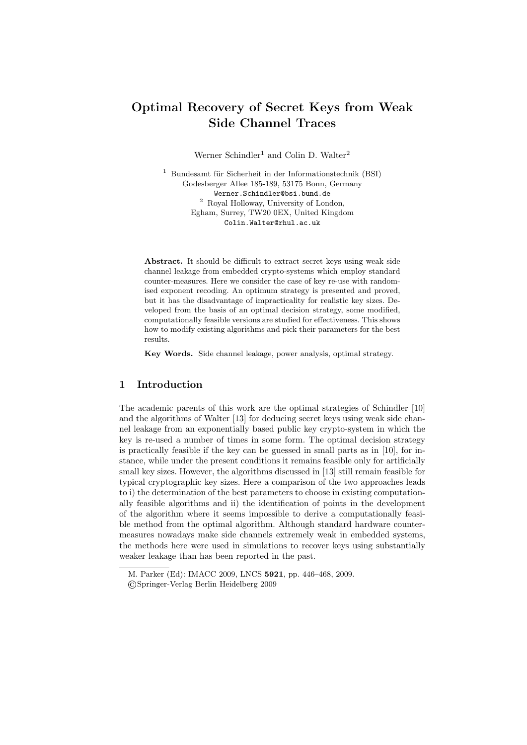# Optimal Recovery of Secret Keys from Weak Side Channel Traces

Werner Schindler[1] and Colin D. Walter[2]

[1] Bundesamt für Sicherheit in der Informationstechnik (BSI)
Godesberger Allee 185-189, 53175 Bonn, Germany
Werner.Schindler@bsi.bund.de

[2] Royal Holloway, University of London,
Egham, Surrey, TW20 0EX, United Kingdom
Colin.Walter@rhul.ac.uk

**Abstract.** It should be difficult to extract secret keys using weak side channel leakage from embedded crypto-systems which employ standard counter-measures. Here we consider the case of key re-use with randomised exponent recoding. An optimum strategy is presented and proved, but it has the disadvantage of impracticality for realistic key sizes. Developed from the basis of an optimal decision strategy, some modified, computationally feasible versions are studied for effectiveness. This shows how to modify existing algorithms and pick their parameters for the best results.

**Key Words.** Side channel leakage, power analysis, optimal strategy.

## 1 Introduction

The academic parents of this work are the optimal strategies of Schindler [10] and the algorithms of Walter [13] for deducing secret keys using weak side channel leakage from an exponentially based public key crypto-system in which the key is re-used a number of times in some form. The optimal decision strategy is practically feasible if the key can be guessed in small parts as in [10], for instance, while under the present conditions it remains feasible only for artificially small key sizes. However, the algorithms discussed in [13] still remain feasible for typical cryptographic key sizes. Here a comparison of the two approaches leads to i) the determination of the best parameters to choose in existing computationally feasible algorithms and ii) the identification of points in the development of the algorithm where it seems impossible to derive a computationally feasible method from the optimal algorithm. Although standard hardware countermeasures nowadays make side channels extremely weak in embedded systems, the methods here were used in simulations to recover keys using substantially weaker leakage than has been reported in the past.

M. Parker (Ed): IMACC 2009, LNCS **5921**, pp. 446–468, 2009.
©Springer-Verlag Berlin Heidelberg 2009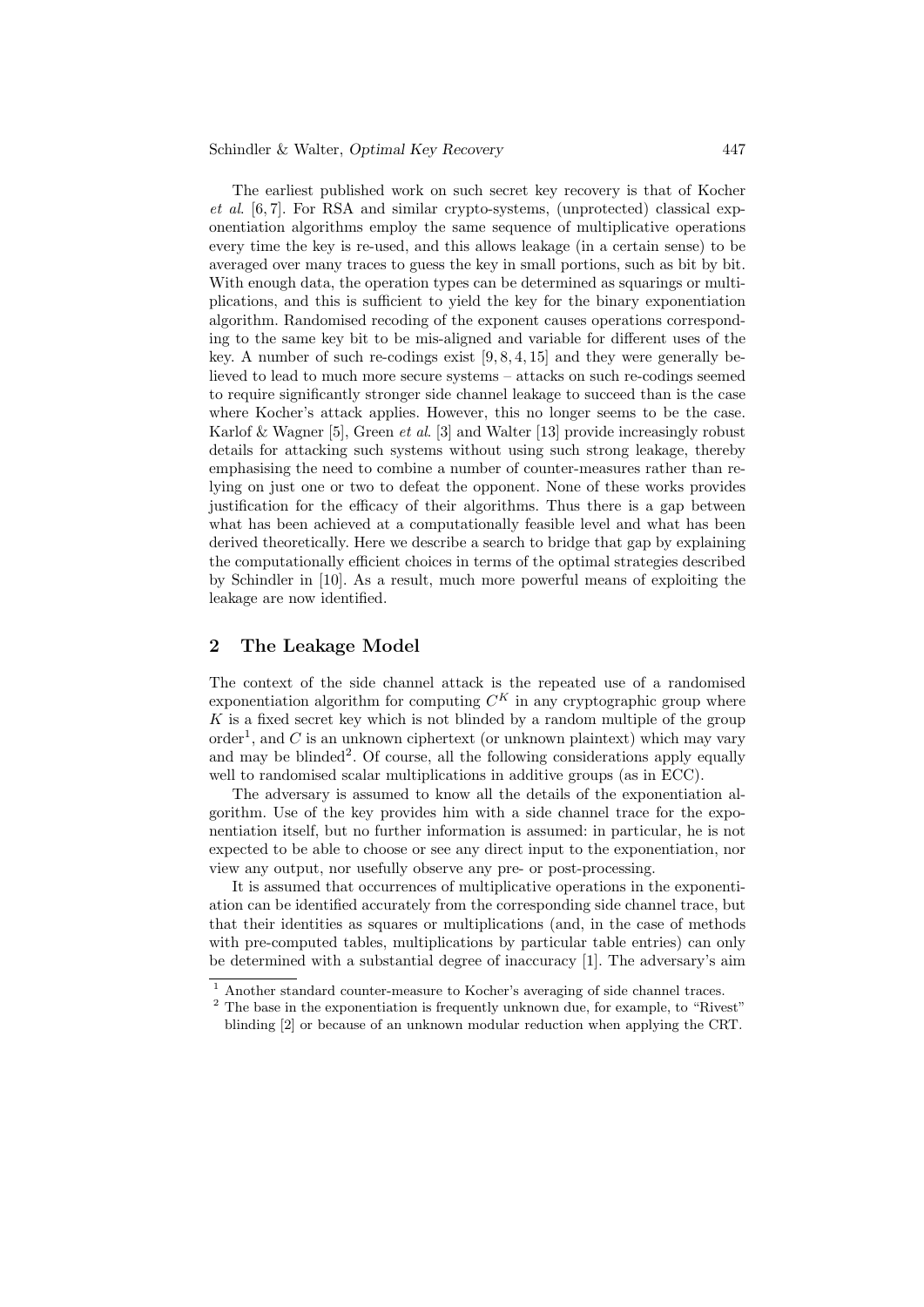The earliest published work on such secret key recovery is that of Kocher *et al*. [6, 7]. For RSA and similar crypto-systems, (unprotected) classical exponentiation algorithms employ the same sequence of multiplicative operations every time the key is re-used, and this allows leakage (in a certain sense) to be averaged over many traces to guess the key in small portions, such as bit by bit. With enough data, the operation types can be determined as squarings or multiplications, and this is sufficient to yield the key for the binary exponentiation algorithm. Randomised recoding of the exponent causes operations corresponding to the same key bit to be mis-aligned and variable for different uses of the key. A number of such re-codings exist [9, 8, 4, 15] and they were generally believed to lead to much more secure systems – attacks on such re-codings seemed to require significantly stronger side channel leakage to succeed than is the case where Kocher's attack applies. However, this no longer seems to be the case. Karlof & Wagner [5], Green *et al*. [3] and Walter [13] provide increasingly robust details for attacking such systems without using such strong leakage, thereby emphasising the need to combine a number of counter-measures rather than relying on just one or two to defeat the opponent. None of these works provides justification for the efficacy of their algorithms. Thus there is a gap between what has been achieved at a computationally feasible level and what has been derived theoretically. Here we describe a search to bridge that gap by explaining the computationally efficient choices in terms of the optimal strategies described by Schindler in [10]. As a result, much more powerful means of exploiting the leakage are now identified.

## 2 The Leakage Model

The context of the side channel attack is the repeated use of a randomised exponentiation algorithm for computing $C^K$ in any cryptographic group where $K$ is a fixed secret key which is not blinded by a random multiple of the group order[1], and $C$ is an unknown ciphertext (or unknown plaintext) which may vary and may be blinded[2]. Of course, all the following considerations apply equally well to randomised scalar multiplications in additive groups (as in ECC).

The adversary is assumed to know all the details of the exponentiation algorithm. Use of the key provides him with a side channel trace for the exponentiation itself, but no further information is assumed: in particular, he is not expected to be able to choose or see any direct input to the exponentiation, nor view any output, nor usefully observe any pre- or post-processing.

It is assumed that occurrences of multiplicative operations in the exponentiation can be identified accurately from the corresponding side channel trace, but that their identities as squares or multiplications (and, in the case of methods with pre-computed tables, multiplications by particular table entries) can only be determined with a substantial degree of inaccuracy [1]. The adversary's aim

[1] Another standard counter-measure to Kocher's averaging of side channel traces.

[2] The base in the exponentiation is frequently unknown due, for example, to "Rivest" blinding [2] or because of an unknown modular reduction when applying the CRT.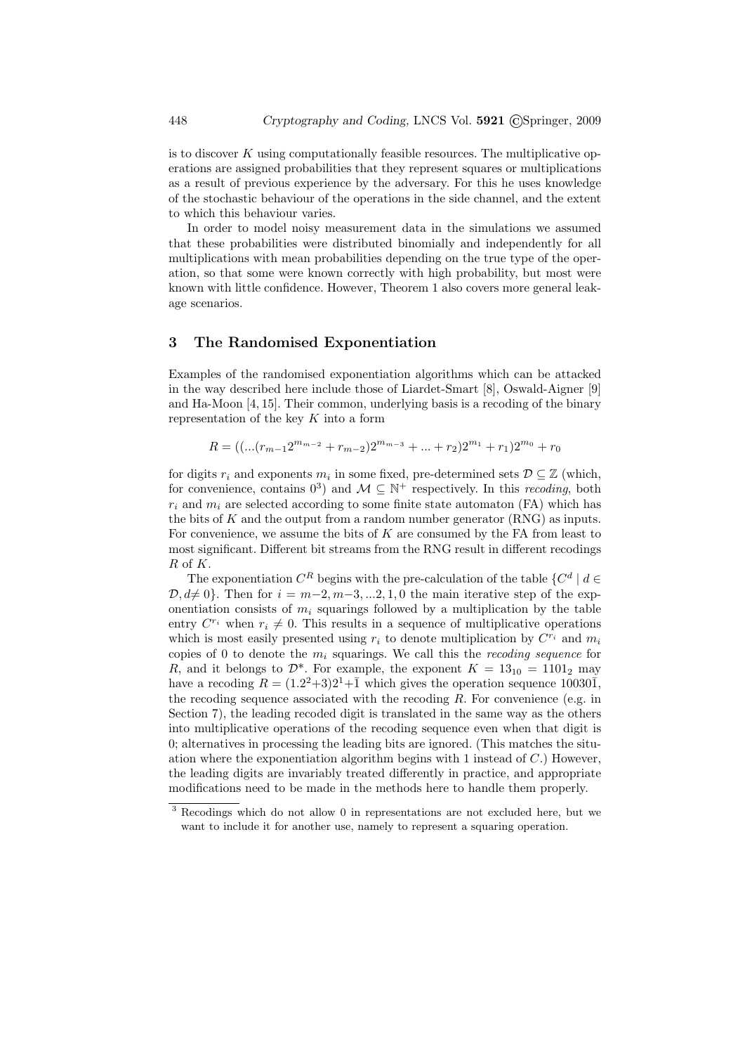is to discover $K$ using computationally feasible resources. The multiplicative operations are assigned probabilities that they represent squares or multiplications as a result of previous experience by the adversary. For this he uses knowledge of the stochastic behaviour of the operations in the side channel, and the extent to which this behaviour varies.

In order to model noisy measurement data in the simulations we assumed that these probabilities were distributed binomially and independently for all multiplications with mean probabilities depending on the true type of the operation, so that some were known correctly with high probability, but most were known with little confidence. However, Theorem 1 also covers more general leakage scenarios.

## 3 The Randomised Exponentiation

Examples of the randomised exponentiation algorithms which can be attacked in the way described here include those of Liardet-Smart [8], Oswald-Aigner [9] and Ha-Moon [4, 15]. Their common, underlying basis is a recoding of the binary representation of the key $K$ into a form

$$R = ((...(r_{m-1}2^{m_{m-2}} + r_{m-2})2^{m_{m-3}} + ... + r_2)2^{m_1} + r_1)2^{m_0} + r_0$$

for digits $r_i$ and exponents $m_i$ in some fixed, pre-determined sets $\mathcal{D} \subseteq \mathbb{Z}$ (which, for convenience, contains $0$[3]) and $\mathcal{M} \subseteq \mathbb{N}^+$ respectively. In this *recoding*, both $r_i$ and $m_i$ are selected according to some finite state automaton (FA) which has the bits of $K$ and the output from a random number generator (RNG) as inputs. For convenience, we assume the bits of $K$ are consumed by the FA from least to most significant. Different bit streams from the RNG result in different recodings $R$ of $K$.

The exponentiation $C^R$ begins with the pre-calculation of the table $\{C^d \mid d \in \mathcal{D}, d \neq 0\}$. Then for $i = m-2, m-3, ...2, 1, 0$ the main iterative step of the exponentiation consists of $m_i$ squarings followed by a multiplication by the table entry $C^{r_i}$ when $r_i \neq 0$. This results in a sequence of multiplicative operations which is most easily presented using $r_i$ to denote multiplication by $C^{r_i}$ and $m_i$ copies of 0 to denote the $m_i$ squarings. We call this the *recoding sequence* for $R$, and it belongs to $\mathcal{D}^*$. For example, the exponent $K = 13_{10} = 1101_2$ may have a recoding $R = (1.2^2+3)2^1+\bar{1}$ which gives the operation sequence $10030\bar{1}$, the recoding sequence associated with the recoding $R$. For convenience (e.g. in Section 7), the leading recoded digit is translated in the same way as the others into multiplicative operations of the recoding sequence even when that digit is 0; alternatives in processing the leading bits are ignored. (This matches the situation where the exponentiation algorithm begins with 1 instead of $C$.) However, the leading digits are invariably treated differently in practice, and appropriate modifications need to be made in the methods here to handle them properly.

[3] Recodings which do not allow 0 in representations are not excluded here, but we want to include it for another use, namely to represent a squaring operation.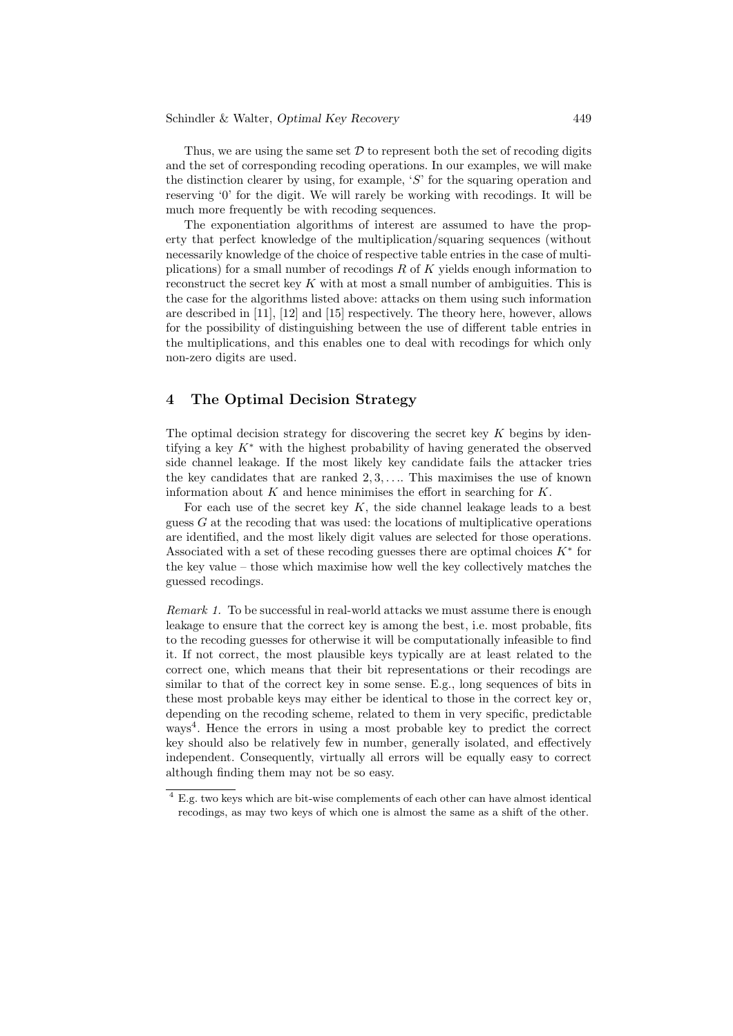Thus, we are using the same set $\mathcal{D}$ to represent both the set of recoding digits and the set of corresponding recoding operations. In our examples, we will make the distinction clearer by using, for example, '$S$' for the squaring operation and reserving '0' for the digit. We will rarely be working with recodings. It will be much more frequently be with recoding sequences.

The exponentiation algorithms of interest are assumed to have the property that perfect knowledge of the multiplication/squaring sequences (without necessarily knowledge of the choice of respective table entries in the case of multiplications) for a small number of recodings $R$ of $K$ yields enough information to reconstruct the secret key $K$ with at most a small number of ambiguities. This is the case for the algorithms listed above: attacks on them using such information are described in [11], [12] and [15] respectively. The theory here, however, allows for the possibility of distinguishing between the use of different table entries in the multiplications, and this enables one to deal with recodings for which only non-zero digits are used.

## 4 The Optimal Decision Strategy

The optimal decision strategy for discovering the secret key $K$ begins by identifying a key $K^*$ with the highest probability of having generated the observed side channel leakage. If the most likely key candidate fails the attacker tries the key candidates that are ranked $2, 3, \ldots$. This maximises the use of known information about $K$ and hence minimises the effort in searching for $K$.

For each use of the secret key $K$, the side channel leakage leads to a best guess $G$ at the recoding that was used: the locations of multiplicative operations are identified, and the most likely digit values are selected for those operations. Associated with a set of these recoding guesses there are optimal choices $K^*$ for the key value – those which maximise how well the key collectively matches the guessed recodings.

*Remark 1.* To be successful in real-world attacks we must assume there is enough leakage to ensure that the correct key is among the best, i.e. most probable, fits to the recoding guesses for otherwise it will be computationally infeasible to find it. If not correct, the most plausible keys typically are at least related to the correct one, which means that their bit representations or their recodings are similar to that of the correct key in some sense. E.g., long sequences of bits in these most probable keys may either be identical to those in the correct key or, depending on the recoding scheme, related to them in very specific, predictable ways[4]. Hence the errors in using a most probable key to predict the correct key should also be relatively few in number, generally isolated, and effectively independent. Consequently, virtually all errors will be equally easy to correct although finding them may not be so easy.

[4] E.g. two keys which are bit-wise complements of each other can have almost identical recodings, as may two keys of which one is almost the same as a shift of the other.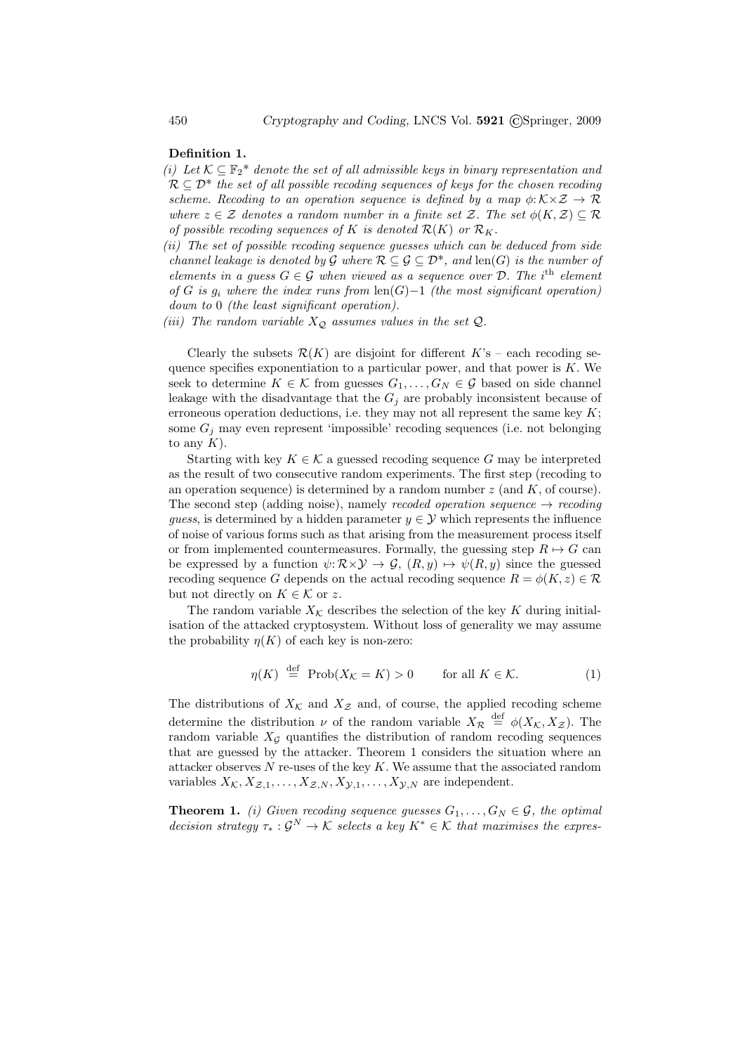**Definition 1.**

*(i) Let $\mathcal{K} \subseteq \mathbb{F}_2{}^*$ denote the set of all admissible keys in binary representation and $\mathcal{R} \subseteq \mathcal{D}^*$ the set of all possible recoding sequences of keys for the chosen recoding scheme. Recoding to an operation sequence is defined by a map $\phi: \mathcal{K} \times \mathcal{Z} \to \mathcal{R}$ where $z \in \mathcal{Z}$ denotes a random number in a finite set $\mathcal{Z}$. The set $\phi(K, \mathcal{Z}) \subseteq \mathcal{R}$ of possible recoding sequences of $K$ is denoted $\mathcal{R}(K)$ or $\mathcal{R}_K$.*

*(ii) The set of possible recoding sequence guesses which can be deduced from side channel leakage is denoted by $\mathcal{G}$ where $\mathcal{R} \subseteq \mathcal{G} \subseteq \mathcal{D}^*$, and $\text{len}(G)$ is the number of elements in a guess $G \in \mathcal{G}$ when viewed as a sequence over $\mathcal{D}$. The $i^{\text{th}}$ element of $G$ is $g_i$ where the index runs from $\text{len}(G){-}1$ (the most significant operation) down to $0$ (the least significant operation).*

*(iii) The random variable $X_\mathcal{Q}$ assumes values in the set $\mathcal{Q}$.*

Clearly the subsets $\mathcal{R}(K)$ are disjoint for different $K$'s – each recoding sequence specifies exponentiation to a particular power, and that power is $K$. We seek to determine $K \in \mathcal{K}$ from guesses $G_1, \ldots, G_N \in \mathcal{G}$ based on side channel leakage with the disadvantage that the $G_j$ are probably inconsistent because of erroneous operation deductions, i.e. they may not all represent the same key $K$; some $G_j$ may even represent 'impossible' recoding sequences (i.e. not belonging to any $K$).

Starting with key $K \in \mathcal{K}$ a guessed recoding sequence $G$ may be interpreted as the result of two consecutive random experiments. The first step (recoding to an operation sequence) is determined by a random number $z$ (and $K$, of course). The second step (adding noise), namely *recoded operation sequence → recoding guess*, is determined by a hidden parameter $y \in \mathcal{Y}$ which represents the influence of noise of various forms such as that arising from the measurement process itself or from implemented countermeasures. Formally, the guessing step $R \mapsto G$ can be expressed by a function $\psi: \mathcal{R} \times \mathcal{Y} \to \mathcal{G}$, $(R, y) \mapsto \psi(R, y)$ since the guessed recoding sequence $G$ depends on the actual recoding sequence $R = \phi(K, z) \in \mathcal{R}$ but not directly on $K \in \mathcal{K}$ or $z$.

The random variable $X_\mathcal{K}$ describes the selection of the key $K$ during initialisation of the attacked cryptosystem. Without loss of generality we may assume the probability $\eta(K)$ of each key is non-zero:

$$\eta(K) \stackrel{\text{def}}{=} \text{Prob}(X_\mathcal{K} = K) > 0 \qquad \text{for all } K \in \mathcal{K}. \tag{1}$$

The distributions of $X_\mathcal{K}$ and $X_\mathcal{Z}$ and, of course, the applied recoding scheme determine the distribution $\nu$ of the random variable $X_\mathcal{R} \stackrel{\text{def}}{=} \phi(X_\mathcal{K}, X_\mathcal{Z})$. The random variable $X_\mathcal{G}$ quantifies the distribution of random recoding sequences that are guessed by the attacker. Theorem 1 considers the situation where an attacker observes $N$ re-uses of the key $K$. We assume that the associated random variables $X_\mathcal{K}, X_{\mathcal{Z},1}, \ldots, X_{\mathcal{Z},N}, X_{\mathcal{Y},1}, \ldots, X_{\mathcal{Y},N}$ are independent.

**Theorem 1.** *(i) Given recoding sequence guesses $G_1, \ldots, G_N \in \mathcal{G}$, the optimal decision strategy $\tau_* : \mathcal{G}^N \to \mathcal{K}$ selects a key $K^* \in \mathcal{K}$ that maximises the expres-*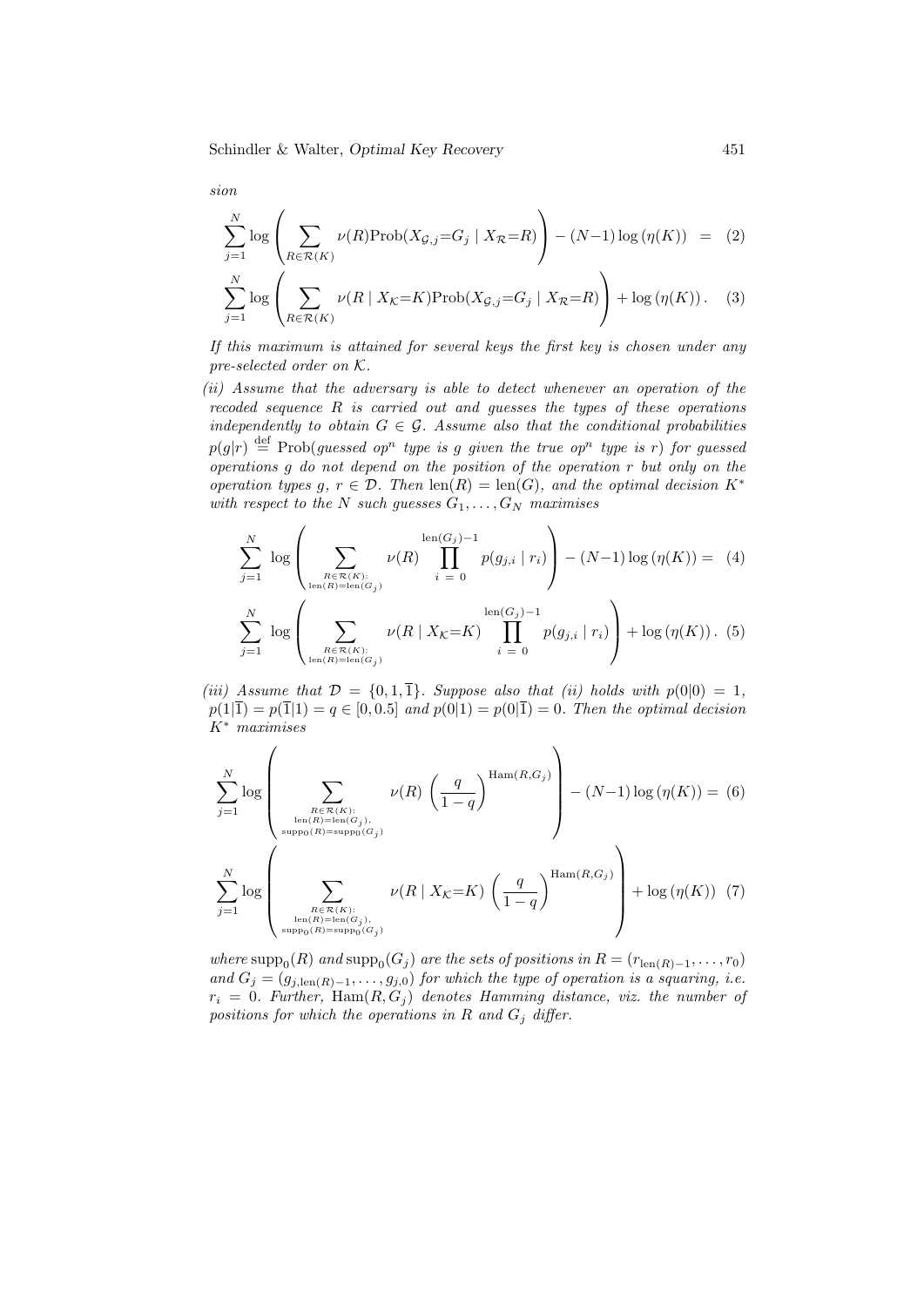*sion*

$$\sum_{j=1}^{N} \log\left(\sum_{R\in\mathcal{R}(K)} \nu(R)\mathrm{Prob}(X_{\mathcal{G},j}{=}G_j \mid X_{\mathcal{R}}{=}R)\right) - (N{-}1)\log\left(\eta(K)\right) \quad = \tag{2}$$

$$\sum_{j=1}^{N} \log\left(\sum_{R\in\mathcal{R}(K)} \nu(R \mid X_{\mathcal{K}}{=}K)\mathrm{Prob}(X_{\mathcal{G},j}{=}G_j \mid X_{\mathcal{R}}{=}R)\right) + \log\left(\eta(K)\right). \tag{3}$$

*If this maximum is attained for several keys the first key is chosen under any pre-selected order on $\mathcal{K}$.*

*(ii) Assume that the adversary is able to detect whenever an operation of the recoded sequence $R$ is carried out and guesses the types of these operations independently to obtain $G \in \mathcal{G}$. Assume also that the conditional probabilities $p(g|r) \stackrel{\mathrm{def}}{=} \mathrm{Prob}$(guessed op$^n$ type is $g$ given the true op$^n$ type is $r$) for guessed operations $g$ do not depend on the position of the operation $r$ but only on the operation types $g$, $r \in \mathcal{D}$. Then $\mathrm{len}(R) = \mathrm{len}(G)$, and the optimal decision $K^*$ with respect to the $N$ such guesses $G_1, \ldots, G_N$ maximises*

$$\sum_{j=1}^{N} \log\left(\sum_{\substack{R\in\mathcal{R}(K):\\ \mathrm{len}(R)=\mathrm{len}(G_j)}} \nu(R) \prod_{i\,=\,0}^{\mathrm{len}(G_j)-1} p(g_{j,i} \mid r_i)\right) - (N{-}1)\log\left(\eta(K)\right) = \tag{4}$$

$$\sum_{j=1}^{N} \log\left(\sum_{\substack{R\in\mathcal{R}(K):\\ \mathrm{len}(R)=\mathrm{len}(G_j)}} \nu(R \mid X_{\mathcal{K}}{=}K) \prod_{i\,=\,0}^{\mathrm{len}(G_j)-1} p(g_{j,i} \mid r_i)\right) + \log\left(\eta(K)\right). \tag{5}$$

*(iii) Assume that $\mathcal{D} = \{0, 1, \overline{1}\}$. Suppose also that (ii) holds with $p(0|0) = 1$, $p(1|\overline{1}) = p(\overline{1}|1) = q \in [0, 0.5]$ and $p(0|1) = p(0|\overline{1}) = 0$. Then the optimal decision $K^*$ maximises*

$$\sum_{j=1}^{N} \log\left(\sum_{\substack{R\in\mathcal{R}(K):\\ \mathrm{len}(R)=\mathrm{len}(G_j),\\ \mathrm{supp}_0(R)=\mathrm{supp}_0(G_j)}} \nu(R)\left(\frac{q}{1-q}\right)^{\mathrm{Ham}(R,G_j)}\right) - (N{-}1)\log\left(\eta(K)\right) = \tag{6}$$

$$\sum_{j=1}^{N} \log\left(\sum_{\substack{R\in\mathcal{R}(K):\\ \mathrm{len}(R)=\mathrm{len}(G_j),\\ \mathrm{supp}_0(R)=\mathrm{supp}_0(G_j)}} \nu(R \mid X_{\mathcal{K}}{=}K)\left(\frac{q}{1-q}\right)^{\mathrm{Ham}(R,G_j)}\right) + \log\left(\eta(K)\right) \tag{7}$$

*where $\mathrm{supp}_0(R)$ and $\mathrm{supp}_0(G_j)$ are the sets of positions in $R = (r_{\mathrm{len}(R)-1}, \ldots, r_0)$ and $G_j = (g_{j,\mathrm{len}(R)-1}, \ldots, g_{j,0})$ for which the type of operation is a squaring, i.e. $r_i = 0$. Further, $\mathrm{Ham}(R, G_j)$ denotes Hamming distance, viz. the number of positions for which the operations in $R$ and $G_j$ differ.*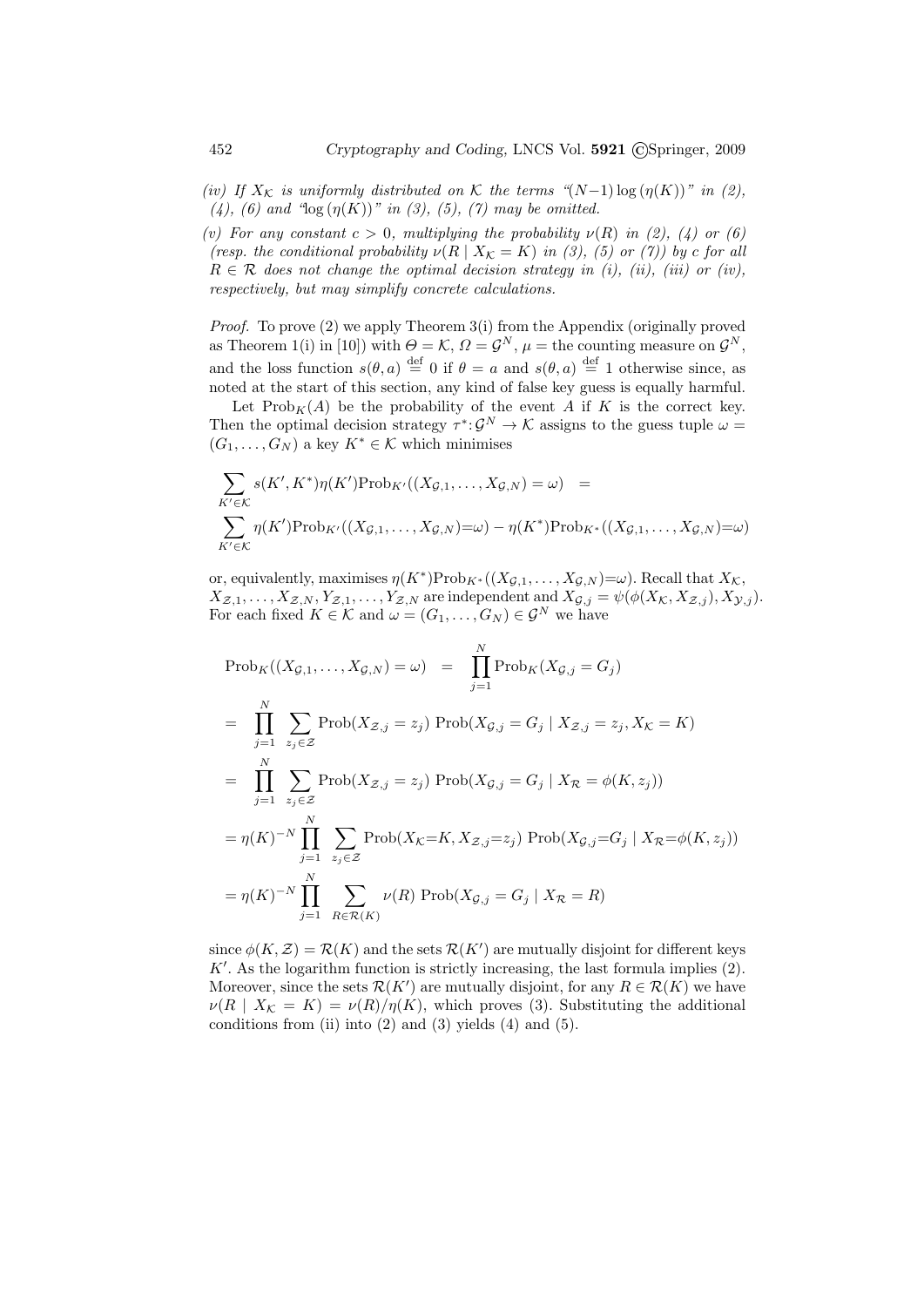*(iv) If $X_{\mathcal{K}}$ is uniformly distributed on $\mathcal{K}$ the terms "$(N-1)\log(\eta(K))$" in (2), (4), (6) and "$\log(\eta(K))$" in (3), (5), (7) may be omitted.*

*(v) For any constant $c > 0$, multiplying the probability $\nu(R)$ in (2), (4) or (6) (resp. the conditional probability $\nu(R \mid X_{\mathcal{K}} = K)$ in (3), (5) or (7)) by $c$ for all $R \in \mathcal{R}$ does not change the optimal decision strategy in (i), (ii), (iii) or (iv), respectively, but may simplify concrete calculations.*

*Proof.* To prove (2) we apply Theorem 3(i) from the Appendix (originally proved as Theorem 1(i) in [10]) with $\Theta = \mathcal{K}$, $\Omega = \mathcal{G}^N$, $\mu =$ the counting measure on $\mathcal{G}^N$, and the loss function $s(\theta, a) \stackrel{\text{def}}{=} 0$ if $\theta = a$ and $s(\theta, a) \stackrel{\text{def}}{=} 1$ otherwise since, as noted at the start of this section, any kind of false key guess is equally harmful.

Let $\text{Prob}_K(A)$ be the probability of the event $A$ if $K$ is the correct key. Then the optimal decision strategy $\tau^*: \mathcal{G}^N \to \mathcal{K}$ assigns to the guess tuple $\omega = (G_1, \ldots, G_N)$ a key $K^* \in \mathcal{K}$ which minimises

$$
\begin{aligned}
&\sum_{K' \in \mathcal{K}} s(K', K^*)\eta(K')\text{Prob}_{K'}((X_{\mathcal{G},1}, \ldots, X_{\mathcal{G},N}) = \omega) \quad = \\
&\sum_{K' \in \mathcal{K}} \eta(K')\text{Prob}_{K'}((X_{\mathcal{G},1}, \ldots, X_{\mathcal{G},N}) = \omega) - \eta(K^*)\text{Prob}_{K^*}((X_{\mathcal{G},1}, \ldots, X_{\mathcal{G},N}) = \omega)
\end{aligned}
$$

or, equivalently, maximises $\eta(K^*)\text{Prob}_{K^*}((X_{\mathcal{G},1}, \ldots, X_{\mathcal{G},N}) = \omega)$. Recall that $X_{\mathcal{K}}$, $X_{\mathcal{Z},1}, \ldots, X_{\mathcal{Z},N}, Y_{\mathcal{Z},1}, \ldots, Y_{\mathcal{Z},N}$ are independent and $X_{\mathcal{G},j} = \psi(\phi(X_{\mathcal{K}}, X_{\mathcal{Z},j}), X_{\mathcal{Y},j})$. For each fixed $K \in \mathcal{K}$ and $\omega = (G_1, \ldots, G_N) \in \mathcal{G}^N$ we have

$$
\begin{aligned}
&\text{Prob}_K((X_{\mathcal{G},1}, \ldots, X_{\mathcal{G},N}) = \omega) \quad = \quad \prod_{j=1}^{N} \text{Prob}_K(X_{\mathcal{G},j} = G_j) \\
&= \prod_{j=1}^{N} \sum_{z_j \in \mathcal{Z}} \text{Prob}(X_{\mathcal{Z},j} = z_j) \; \text{Prob}(X_{\mathcal{G},j} = G_j \mid X_{\mathcal{Z},j} = z_j, X_{\mathcal{K}} = K) \\
&= \prod_{j=1}^{N} \sum_{z_j \in \mathcal{Z}} \text{Prob}(X_{\mathcal{Z},j} = z_j) \; \text{Prob}(X_{\mathcal{G},j} = G_j \mid X_{\mathcal{R}} = \phi(K, z_j)) \\
&= \eta(K)^{-N} \prod_{j=1}^{N} \sum_{z_j \in \mathcal{Z}} \text{Prob}(X_{\mathcal{K}} = K, X_{\mathcal{Z},j} = z_j) \; \text{Prob}(X_{\mathcal{G},j} = G_j \mid X_{\mathcal{R}} = \phi(K, z_j)) \\
&= \eta(K)^{-N} \prod_{j=1}^{N} \sum_{R \in \mathcal{R}(K)} \nu(R) \; \text{Prob}(X_{\mathcal{G},j} = G_j \mid X_{\mathcal{R}} = R)
\end{aligned}
$$

since $\phi(K, \mathcal{Z}) = \mathcal{R}(K)$ and the sets $\mathcal{R}(K')$ are mutually disjoint for different keys $K'$. As the logarithm function is strictly increasing, the last formula implies (2). Moreover, since the sets $\mathcal{R}(K')$ are mutually disjoint, for any $R \in \mathcal{R}(K)$ we have $\nu(R \mid X_{\mathcal{K}} = K) = \nu(R)/\eta(K)$, which proves (3). Substituting the additional conditions from (ii) into (2) and (3) yields (4) and (5).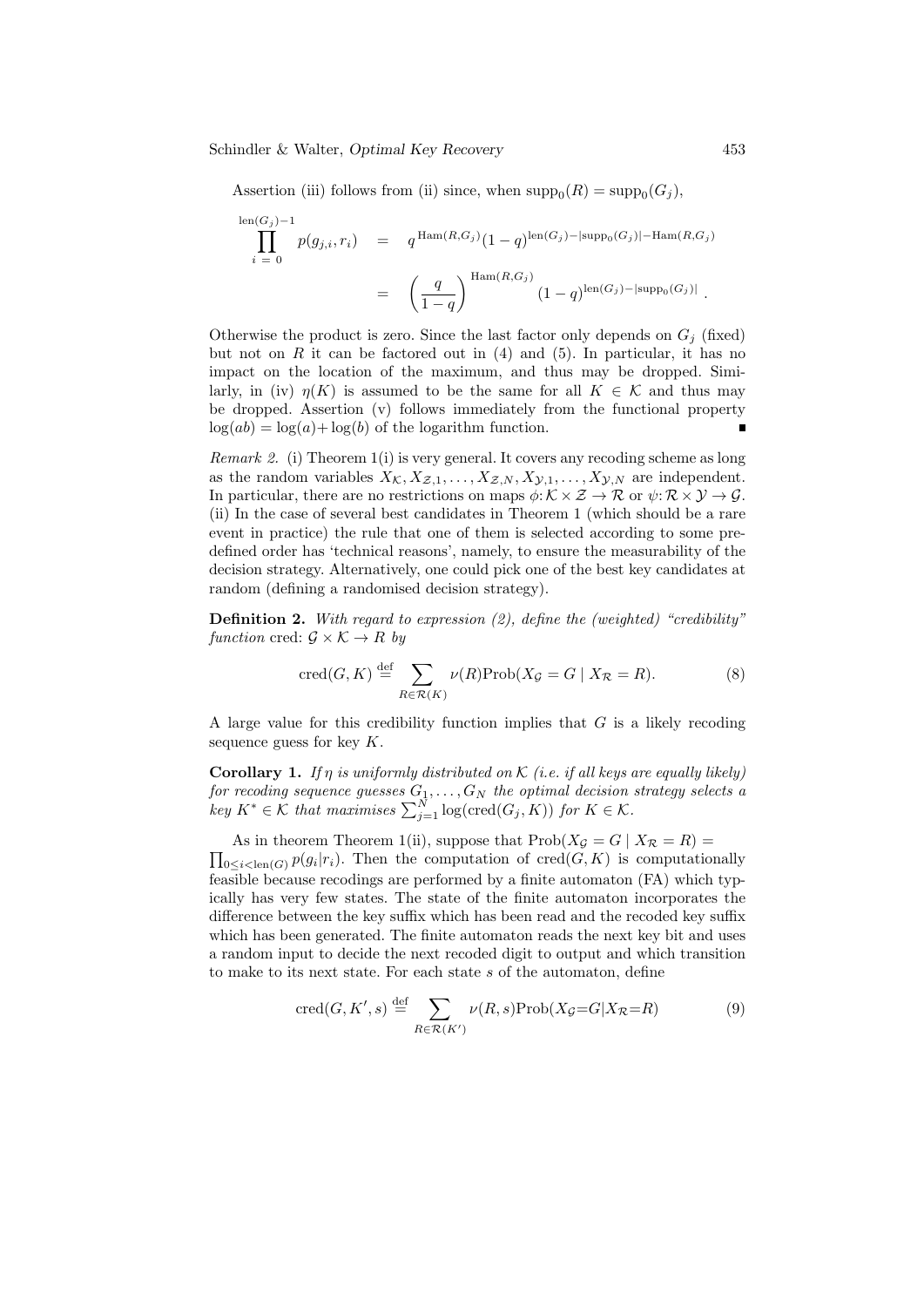Assertion (iii) follows from (ii) since, when $\text{supp}_0(R) = \text{supp}_0(G_j)$,

$$\prod_{i\,=\,0}^{\text{len}(G_j)-1} p(g_{j,i}, r_i) \;=\; q^{\,\text{Ham}(R,G_j)}(1-q)^{\text{len}(G_j)-|\text{supp}_0(G_j)|-\text{Ham}(R,G_j)}$$

$$= \left(\frac{q}{1-q}\right)^{\text{Ham}(R,G_j)}(1-q)^{\text{len}(G_j)-|\text{supp}_0(G_j)|}\,.$$

Otherwise the product is zero. Since the last factor only depends on $G_j$ (fixed) but not on $R$ it can be factored out in (4) and (5). In particular, it has no impact on the location of the maximum, and thus may be dropped. Similarly, in (iv) $\eta(K)$ is assumed to be the same for all $K \in \mathcal{K}$ and thus may be dropped. Assertion (v) follows immediately from the functional property $\log(ab) = \log(a)+\log(b)$ of the logarithm function. ∎

*Remark 2.* (i) Theorem 1(i) is very general. It covers any recoding scheme as long as the random variables $X_{\mathcal{K}}, X_{\mathcal{Z},1}, \ldots, X_{\mathcal{Z},N}, X_{\mathcal{Y},1}, \ldots, X_{\mathcal{Y},N}$ are independent. In particular, there are no restrictions on maps $\phi\colon \mathcal{K}\times\mathcal{Z}\to\mathcal{R}$ or $\psi\colon \mathcal{R}\times\mathcal{Y}\to\mathcal{G}$.
(ii) In the case of several best candidates in Theorem 1 (which should be a rare event in practice) the rule that one of them is selected according to some predefined order has 'technical reasons', namely, to ensure the measurability of the decision strategy. Alternatively, one could pick one of the best key candidates at random (defining a randomised decision strategy).

**Definition 2.** *With regard to expression (2), define the (weighted) "credibility" function* cred: $\mathcal{G}\times\mathcal{K}\to R$ *by*

$$\text{cred}(G,K) \stackrel{\text{def}}{=} \sum_{R\in\mathcal{R}(K)} \nu(R)\text{Prob}(X_{\mathcal{G}} = G \mid X_{\mathcal{R}} = R). \tag{8}$$

A large value for this credibility function implies that $G$ is a likely recoding sequence guess for key $K$.

**Corollary 1.** *If $\eta$ is uniformly distributed on $\mathcal{K}$ (i.e. if all keys are equally likely) for recoding sequence guesses $G_1,\ldots,G_N$ the optimal decision strategy selects a key $K^*\in\mathcal{K}$ that maximises $\sum_{j=1}^{N}\log(\text{cred}(G_j,K))$ for $K\in\mathcal{K}$.*

As in theorem Theorem 1(ii), suppose that $\text{Prob}(X_{\mathcal{G}} = G \mid X_{\mathcal{R}} = R) = \prod_{0\le i<\text{len}(G)} p(g_i|r_i)$. Then the computation of $\text{cred}(G,K)$ is computationally feasible because recodings are performed by a finite automaton (FA) which typically has very few states. The state of the finite automaton incorporates the difference between the key suffix which has been read and the recoded key suffix which has been generated. The finite automaton reads the next key bit and uses a random input to decide the next recoded digit to output and which transition to make to its next state. For each state $s$ of the automaton, define

$$\text{cred}(G,K',s) \stackrel{\text{def}}{=} \sum_{R\in\mathcal{R}(K')} \nu(R,s)\text{Prob}(X_{\mathcal{G}}{=}G|X_{\mathcal{R}}{=}R) \tag{9}$$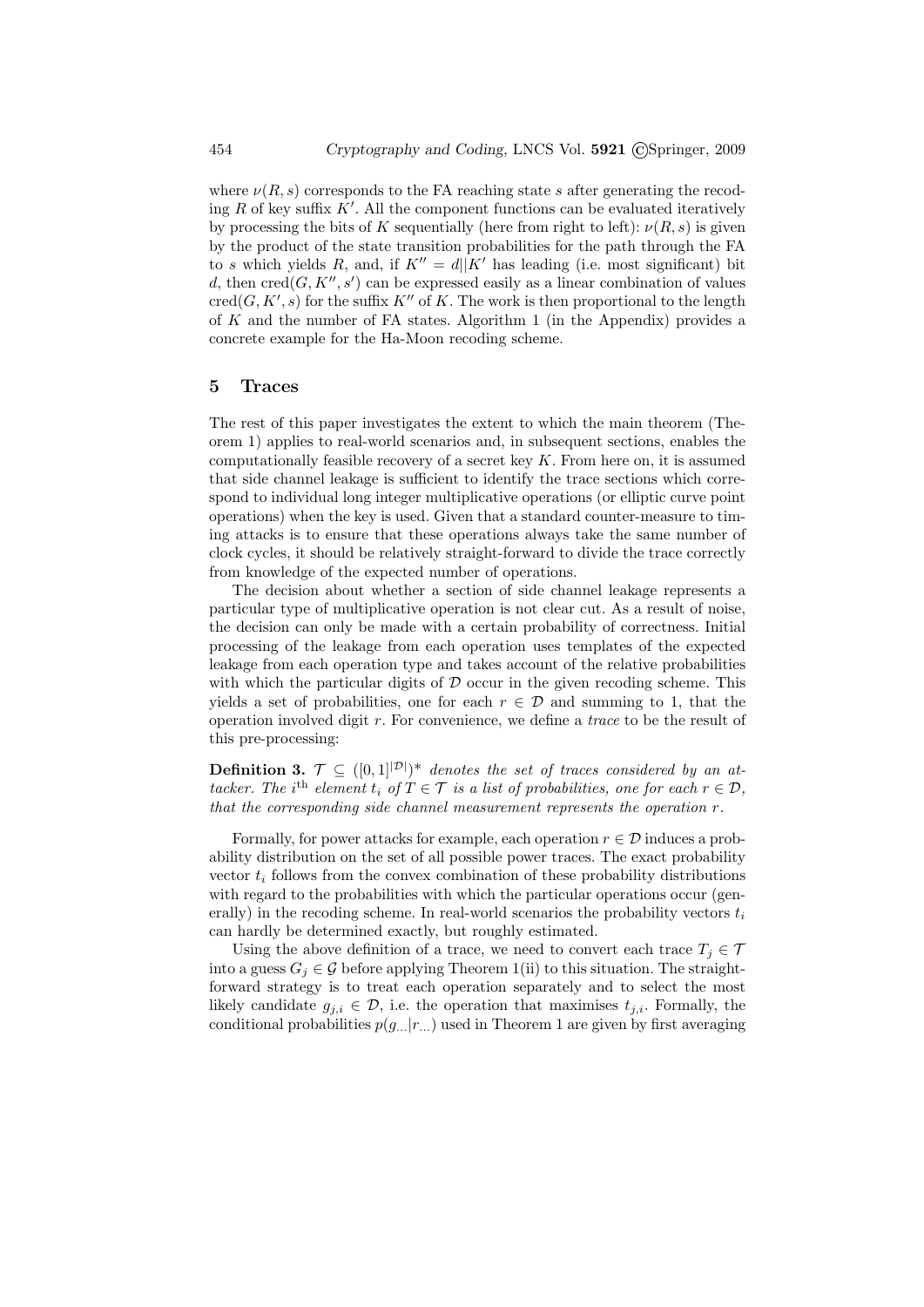where $\nu(R, s)$ corresponds to the FA reaching state $s$ after generating the recoding $R$ of key suffix $K'$. All the component functions can be evaluated iteratively by processing the bits of $K$ sequentially (here from right to left): $\nu(R, s)$ is given by the product of the state transition probabilities for the path through the FA to $s$ which yields $R$, and, if $K'' = d||K'$ has leading (i.e. most significant) bit $d$, then $\text{cred}(G, K'', s')$ can be expressed easily as a linear combination of values $\text{cred}(G, K', s)$ for the suffix $K''$ of $K$. The work is then proportional to the length of $K$ and the number of FA states. Algorithm 1 (in the Appendix) provides a concrete example for the Ha-Moon recoding scheme.

## 5 Traces

The rest of this paper investigates the extent to which the main theorem (Theorem 1) applies to real-world scenarios and, in subsequent sections, enables the computationally feasible recovery of a secret key $K$. From here on, it is assumed that side channel leakage is sufficient to identify the trace sections which correspond to individual long integer multiplicative operations (or elliptic curve point operations) when the key is used. Given that a standard counter-measure to timing attacks is to ensure that these operations always take the same number of clock cycles, it should be relatively straight-forward to divide the trace correctly from knowledge of the expected number of operations.

The decision about whether a section of side channel leakage represents a particular type of multiplicative operation is not clear cut. As a result of noise, the decision can only be made with a certain probability of correctness. Initial processing of the leakage from each operation uses templates of the expected leakage from each operation type and takes account of the relative probabilities with which the particular digits of $\mathcal{D}$ occur in the given recoding scheme. This yields a set of probabilities, one for each $r \in \mathcal{D}$ and summing to 1, that the operation involved digit $r$. For convenience, we define a *trace* to be the result of this pre-processing:

**Definition 3.** *$\mathcal{T} \subseteq ([0,1]^{|\mathcal{D}|})^*$ denotes the set of traces considered by an attacker. The $i^{\text{th}}$ element $t_i$ of $T \in \mathcal{T}$ is a list of probabilities, one for each $r \in \mathcal{D}$, that the corresponding side channel measurement represents the operation $r$.*

Formally, for power attacks for example, each operation $r \in \mathcal{D}$ induces a probability distribution on the set of all possible power traces. The exact probability vector $t_i$ follows from the convex combination of these probability distributions with regard to the probabilities with which the particular operations occur (generally) in the recoding scheme. In real-world scenarios the probability vectors $t_i$ can hardly be determined exactly, but roughly estimated.

Using the above definition of a trace, we need to convert each trace $T_j \in \mathcal{T}$ into a guess $G_j \in \mathcal{G}$ before applying Theorem 1(ii) to this situation. The straightforward strategy is to treat each operation separately and to select the most likely candidate $g_{j,i} \in \mathcal{D}$, i.e. the operation that maximises $t_{j,i}$. Formally, the conditional probabilities $p(g_{...}|r_{...})$ used in Theorem 1 are given by first averaging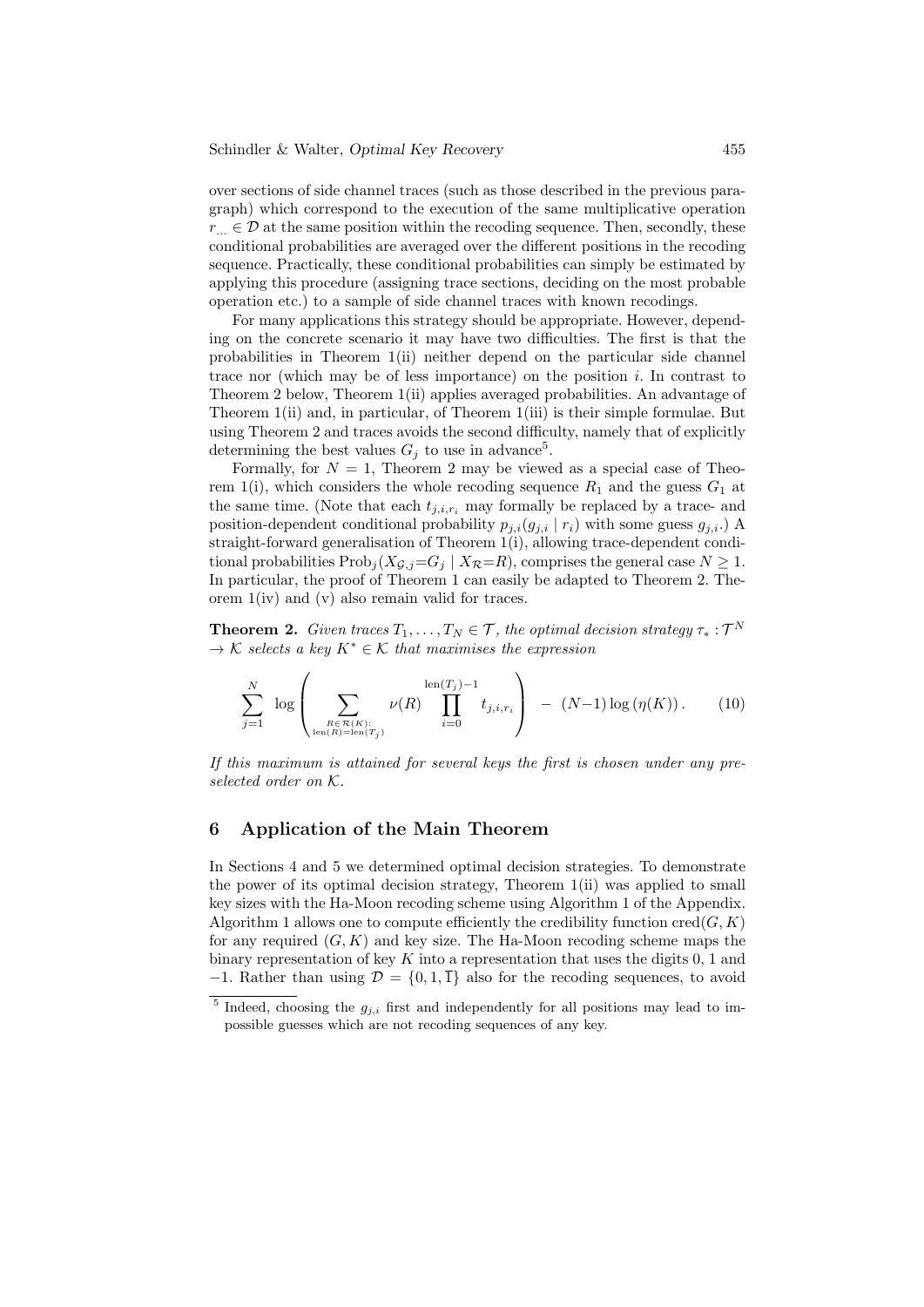over sections of side channel traces (such as those described in the previous paragraph) which correspond to the execution of the same multiplicative operation $r_{...} \in \mathcal{D}$ at the same position within the recoding sequence. Then, secondly, these conditional probabilities are averaged over the different positions in the recoding sequence. Practically, these conditional probabilities can simply be estimated by applying this procedure (assigning trace sections, deciding on the most probable operation etc.) to a sample of side channel traces with known recodings.

For many applications this strategy should be appropriate. However, depending on the concrete scenario it may have two difficulties. The first is that the probabilities in Theorem 1(ii) neither depend on the particular side channel trace nor (which may be of less importance) on the position $i$. In contrast to Theorem 2 below, Theorem 1(ii) applies averaged probabilities. An advantage of Theorem 1(ii) and, in particular, of Theorem 1(iii) is their simple formulae. But using Theorem 2 and traces avoids the second difficulty, namely that of explicitly determining the best values $G_j$ to use in advance[5].

Formally, for $N = 1$, Theorem 2 may be viewed as a special case of Theorem 1(i), which considers the whole recoding sequence $R_1$ and the guess $G_1$ at the same time. (Note that each $t_{j,i,r_i}$ may formally be replaced by a trace- and position-dependent conditional probability $p_{j,i}(g_{j,i} \mid r_i)$ with some guess $g_{j,i}$.) A straight-forward generalisation of Theorem 1(i), allowing trace-dependent conditional probabilities $\mathrm{Prob}_j(X_{\mathcal{G},j}{=}G_j \mid X_{\mathcal{R}}{=}R)$, comprises the general case $N \geq 1$. In particular, the proof of Theorem 1 can easily be adapted to Theorem 2. Theorem 1(iv) and (v) also remain valid for traces.

**Theorem 2.** *Given traces $T_1, \ldots, T_N \in \mathcal{T}$, the optimal decision strategy $\tau_* : \mathcal{T}^N \to \mathcal{K}$ selects a key $K^* \in \mathcal{K}$ that maximises the expression*

$$\sum_{j=1}^{N} \log \left( \sum_{\substack{R \in \mathcal{R}(K): \\ \mathrm{len}(R) = \mathrm{len}(T_j)}} \nu(R) \prod_{i=0}^{\mathrm{len}(T_j)-1} t_{j,i,r_i} \right) - (N-1) \log \left( \eta(K) \right). \tag{10}$$

*If this maximum is attained for several keys the first is chosen under any preselected order on $\mathcal{K}$.*

## 6 Application of the Main Theorem

In Sections 4 and 5 we determined optimal decision strategies. To demonstrate the power of its optimal decision strategy, Theorem 1(ii) was applied to small key sizes with the Ha-Moon recoding scheme using Algorithm 1 of the Appendix. Algorithm 1 allows one to compute efficiently the credibility function $\mathrm{cred}(G, K)$ for any required $(G, K)$ and key size. The Ha-Moon recoding scheme maps the binary representation of key $K$ into a representation that uses the digits 0, 1 and $-1$. Rather than using $\mathcal{D} = \{0, 1, \overline{1}\}$ also for the recoding sequences, to avoid

[5] Indeed, choosing the $g_{j,i}$ first and independently for all positions may lead to impossible guesses which are not recoding sequences of any key.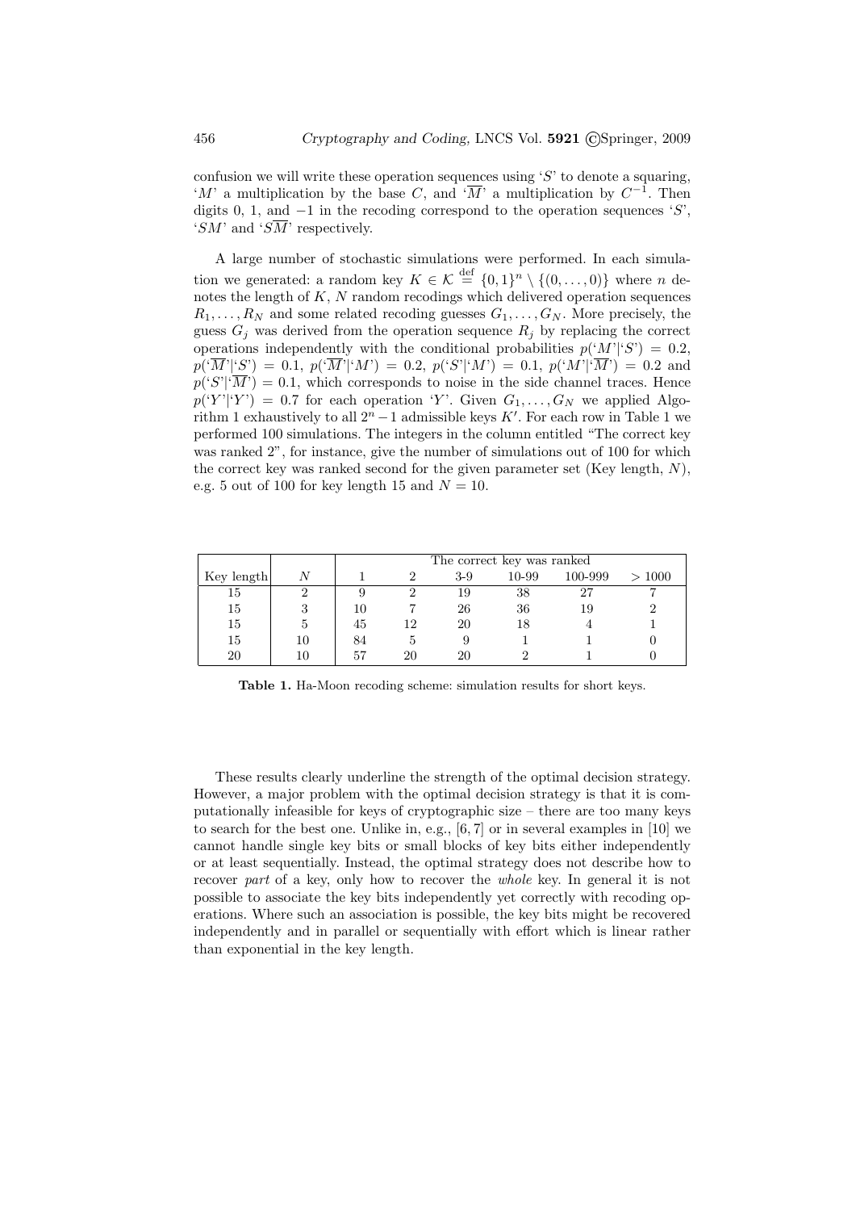confusion we will write these operation sequences using '$S$' to denote a squaring, '$M$' a multiplication by the base $C$, and '$\overline{M}$' a multiplication by $C^{-1}$. Then digits 0, 1, and $-1$ in the recoding correspond to the operation sequences '$S$', '$SM$' and '$S\overline{M}$' respectively.

A large number of stochastic simulations were performed. In each simulation we generated: a random key $K \in \mathcal{K} \stackrel{\text{def}}{=} \{0,1\}^n \setminus \{(0,\ldots,0)\}$ where $n$ denotes the length of $K$, $N$ random recodings which delivered operation sequences $R_1,\ldots,R_N$ and some related recoding guesses $G_1,\ldots,G_N$. More precisely, the guess $G_j$ was derived from the operation sequence $R_j$ by replacing the correct operations independently with the conditional probabilities $p(\text{'}M\text{'}|\text{'}S\text{'}) = 0.2$, $p(\text{'}\overline{M}\text{'}|\text{'}S\text{'}) = 0.1$, $p(\text{'}\overline{M}\text{'}|\text{'}M\text{'}) = 0.2$, $p(\text{'}S\text{'}|\text{'}M\text{'}) = 0.1$, $p(\text{'}M\text{'}|\text{'}\overline{M}\text{'}) = 0.2$ and $p(\text{'}S\text{'}|\text{'}\overline{M}\text{'}) = 0.1$, which corresponds to noise in the side channel traces. Hence $p(\text{'}Y\text{'}|\text{'}Y\text{'}) = 0.7$ for each operation '$Y$'. Given $G_1,\ldots,G_N$ we applied Algorithm 1 exhaustively to all $2^n - 1$ admissible keys $K'$. For each row in Table 1 we performed 100 simulations. The integers in the column entitled "The correct key was ranked 2", for instance, give the number of simulations out of 100 for which the correct key was ranked second for the given parameter set (Key length, $N$), e.g. 5 out of 100 for key length 15 and $N = 10$.

| | | The correct key was ranked | | | | | |
|---|---|---|---|---|---|---|---|
| Key length | $N$ | 1 | 2 | 3-9 | 10-99 | 100-999 | $> 1000$ |
| 15 | 2 | 9 | 2 | 19 | 38 | 27 | 7 |
| 15 | 3 | 10 | 7 | 26 | 36 | 19 | 2 |
| 15 | 5 | 45 | 12 | 20 | 18 | 4 | 1 |
| 15 | 10 | 84 | 5 | 9 | 1 | 1 | 0 |
| 20 | 10 | 57 | 20 | 20 | 2 | 1 | 0 |

**Table 1.** Ha-Moon recoding scheme: simulation results for short keys.

These results clearly underline the strength of the optimal decision strategy. However, a major problem with the optimal decision strategy is that it is computationally infeasible for keys of cryptographic size – there are too many keys to search for the best one. Unlike in, e.g., [6, 7] or in several examples in [10] we cannot handle single key bits or small blocks of key bits either independently or at least sequentially. Instead, the optimal strategy does not describe how to recover *part* of a key, only how to recover the *whole* key. In general it is not possible to associate the key bits independently yet correctly with recoding operations. Where such an association is possible, the key bits might be recovered independently and in parallel or sequentially with effort which is linear rather than exponential in the key length.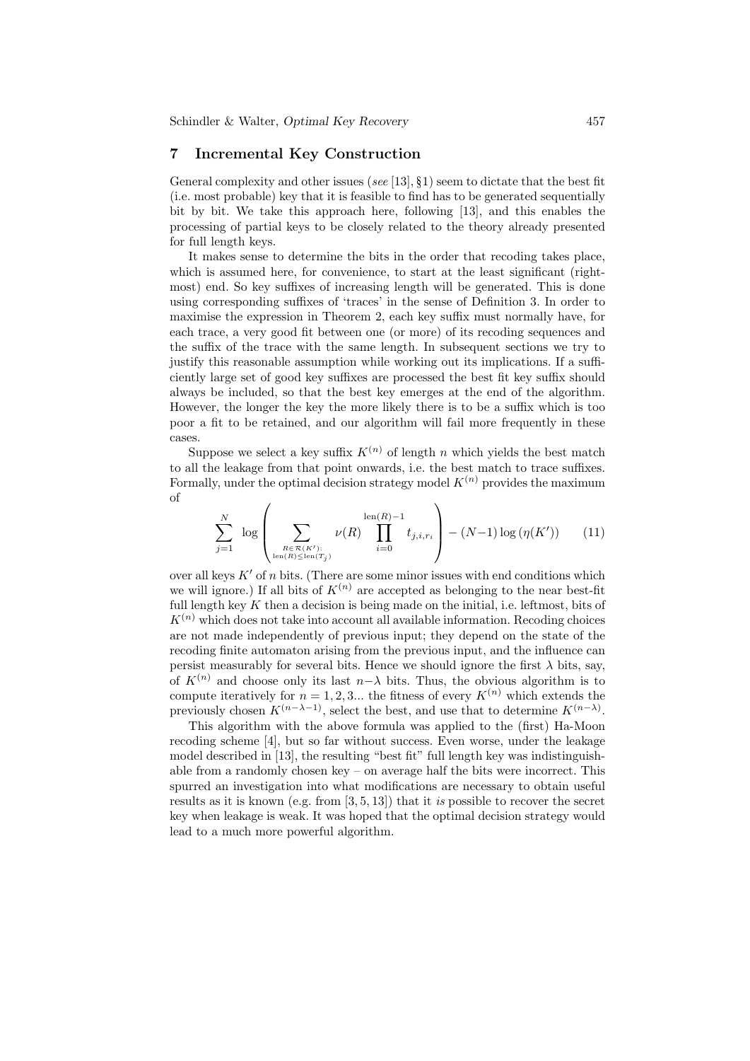## 7 Incremental Key Construction

General complexity and other issues (*see* [13], §1) seem to dictate that the best fit (i.e. most probable) key that it is feasible to find has to be generated sequentially bit by bit. We take this approach here, following [13], and this enables the processing of partial keys to be closely related to the theory already presented for full length keys.

It makes sense to determine the bits in the order that recoding takes place, which is assumed here, for convenience, to start at the least significant (rightmost) end. So key suffixes of increasing length will be generated. This is done using corresponding suffixes of 'traces' in the sense of Definition 3. In order to maximise the expression in Theorem 2, each key suffix must normally have, for each trace, a very good fit between one (or more) of its recoding sequences and the suffix of the trace with the same length. In subsequent sections we try to justify this reasonable assumption while working out its implications. If a sufficiently large set of good key suffixes are processed the best fit key suffix should always be included, so that the best key emerges at the end of the algorithm. However, the longer the key the more likely there is to be a suffix which is too poor a fit to be retained, and our algorithm will fail more frequently in these cases.

Suppose we select a key suffix $K^{(n)}$ of length $n$ which yields the best match to all the leakage from that point onwards, i.e. the best match to trace suffixes. Formally, under the optimal decision strategy model $K^{(n)}$ provides the maximum of

$$\sum_{j=1}^{N} \log \left( \sum_{\substack{R\in\mathcal{R}(K'):\\ \mathrm{len}(R)\leq \mathrm{len}(T_j)}} \nu(R) \prod_{i=0}^{\mathrm{len}(R)-1} t_{j,i,r_i} \right) - (N-1)\log\left(\eta(K')\right) \tag{11}$$

over all keys $K'$ of $n$ bits. (There are some minor issues with end conditions which we will ignore.) If all bits of $K^{(n)}$ are accepted as belonging to the near best-fit full length key $K$ then a decision is being made on the initial, i.e. leftmost, bits of $K^{(n)}$ which does not take into account all available information. Recoding choices are not made independently of previous input; they depend on the state of the recoding finite automaton arising from the previous input, and the influence can persist measurably for several bits. Hence we should ignore the first $\lambda$ bits, say, of $K^{(n)}$ and choose only its last $n-\lambda$ bits. Thus, the obvious algorithm is to compute iteratively for $n = 1, 2, 3...$ the fitness of every $K^{(n)}$ which extends the previously chosen $K^{(n-\lambda-1)}$, select the best, and use that to determine $K^{(n-\lambda)}$.

This algorithm with the above formula was applied to the (first) Ha-Moon recoding scheme [4], but so far without success. Even worse, under the leakage model described in [13], the resulting "best fit" full length key was indistinguishable from a randomly chosen key – on average half the bits were incorrect. This spurred an investigation into what modifications are necessary to obtain useful results as it is known (e.g. from [3, 5, 13]) that it *is* possible to recover the secret key when leakage is weak. It was hoped that the optimal decision strategy would lead to a much more powerful algorithm.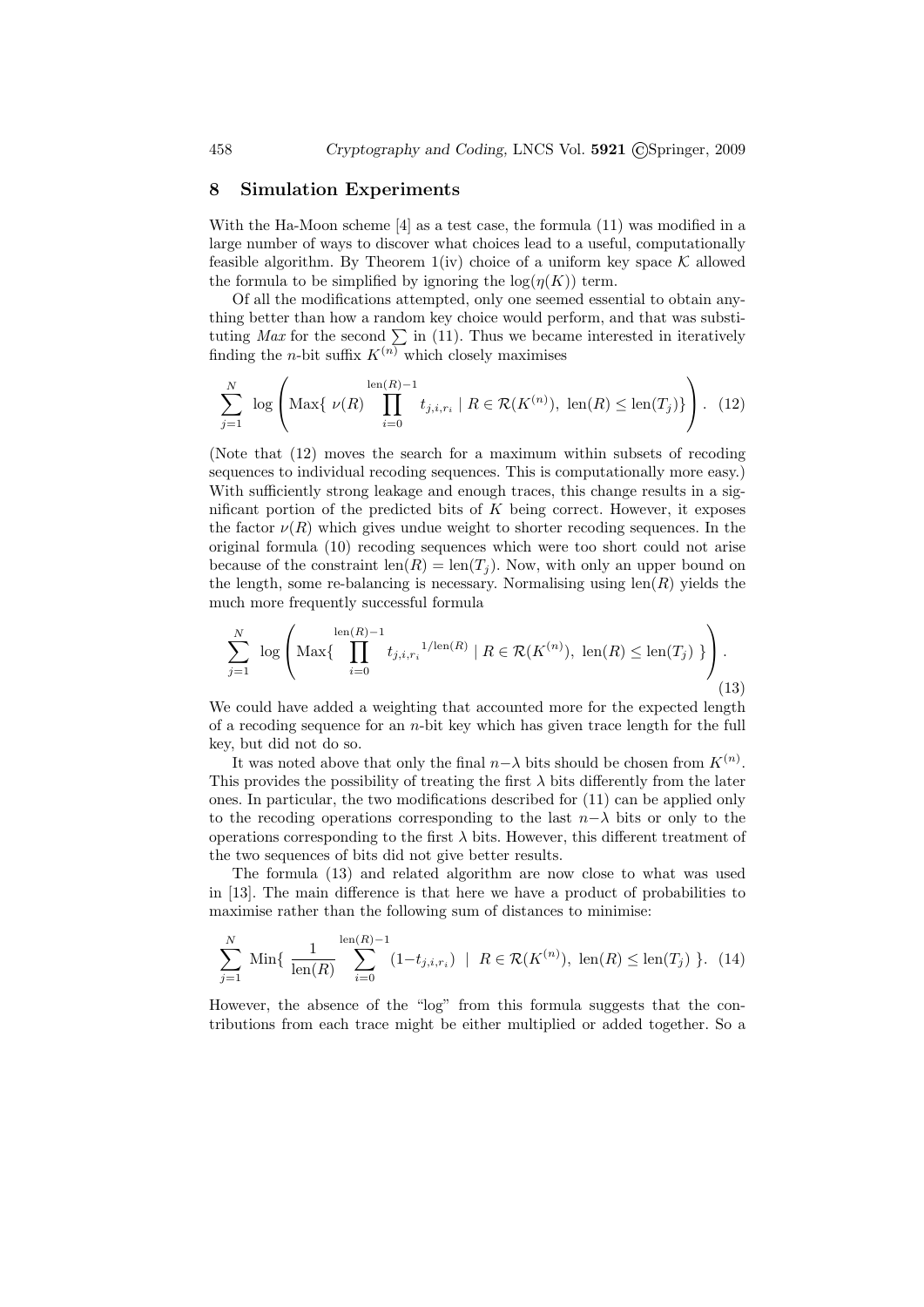## 8 Simulation Experiments

With the Ha-Moon scheme [4] as a test case, the formula (11) was modified in a large number of ways to discover what choices lead to a useful, computationally feasible algorithm. By Theorem 1(iv) choice of a uniform key space $\mathcal{K}$ allowed the formula to be simplified by ignoring the $\log(\eta(K))$ term.

Of all the modifications attempted, only one seemed essential to obtain anything better than how a random key choice would perform, and that was substituting *Max* for the second $\sum$ in (11). Thus we became interested in iteratively finding the $n$-bit suffix $K^{(n)}$ which closely maximises

$$\sum_{j=1}^{N} \log\left(\text{Max}\{\ \nu(R) \prod_{i=0}^{\text{len}(R)-1} t_{j,i,r_i} \mid R \in \mathcal{R}(K^{(n)}),\ \text{len}(R) \leq \text{len}(T_j)\}\right). \quad (12)$$

(Note that (12) moves the search for a maximum within subsets of recoding sequences to individual recoding sequences. This is computationally more easy.) With sufficiently strong leakage and enough traces, this change results in a significant portion of the predicted bits of $K$ being correct. However, it exposes the factor $\nu(R)$ which gives undue weight to shorter recoding sequences. In the original formula (10) recoding sequences which were too short could not arise because of the constraint $\text{len}(R) = \text{len}(T_j)$. Now, with only an upper bound on the length, some re-balancing is necessary. Normalising using $\text{len}(R)$ yields the much more frequently successful formula

$$\sum_{j=1}^{N} \log\left(\text{Max}\{ \prod_{i=0}^{\text{len}(R)-1} {t_{j,i,r_i}}^{1/\text{len}(R)} \mid R \in \mathcal{R}(K^{(n)}),\ \text{len}(R) \leq \text{len}(T_j)\ \}\right). \quad (13)$$

We could have added a weighting that accounted more for the expected length of a recoding sequence for an $n$-bit key which has given trace length for the full key, but did not do so.

It was noted above that only the final $n-\lambda$ bits should be chosen from $K^{(n)}$. This provides the possibility of treating the first $\lambda$ bits differently from the later ones. In particular, the two modifications described for (11) can be applied only to the recoding operations corresponding to the last $n-\lambda$ bits or only to the operations corresponding to the first $\lambda$ bits. However, this different treatment of the two sequences of bits did not give better results.

The formula (13) and related algorithm are now close to what was used in [13]. The main difference is that here we have a product of probabilities to maximise rather than the following sum of distances to minimise:

$$\sum_{j=1}^{N} \text{Min}\{\ \frac{1}{\text{len}(R)} \sum_{i=0}^{\text{len}(R)-1} (1-t_{j,i,r_i})\ \mid\ R \in \mathcal{R}(K^{(n)}),\ \text{len}(R) \leq \text{len}(T_j)\ \}. \quad (14)$$

However, the absence of the "log" from this formula suggests that the contributions from each trace might be either multiplied or added together. So a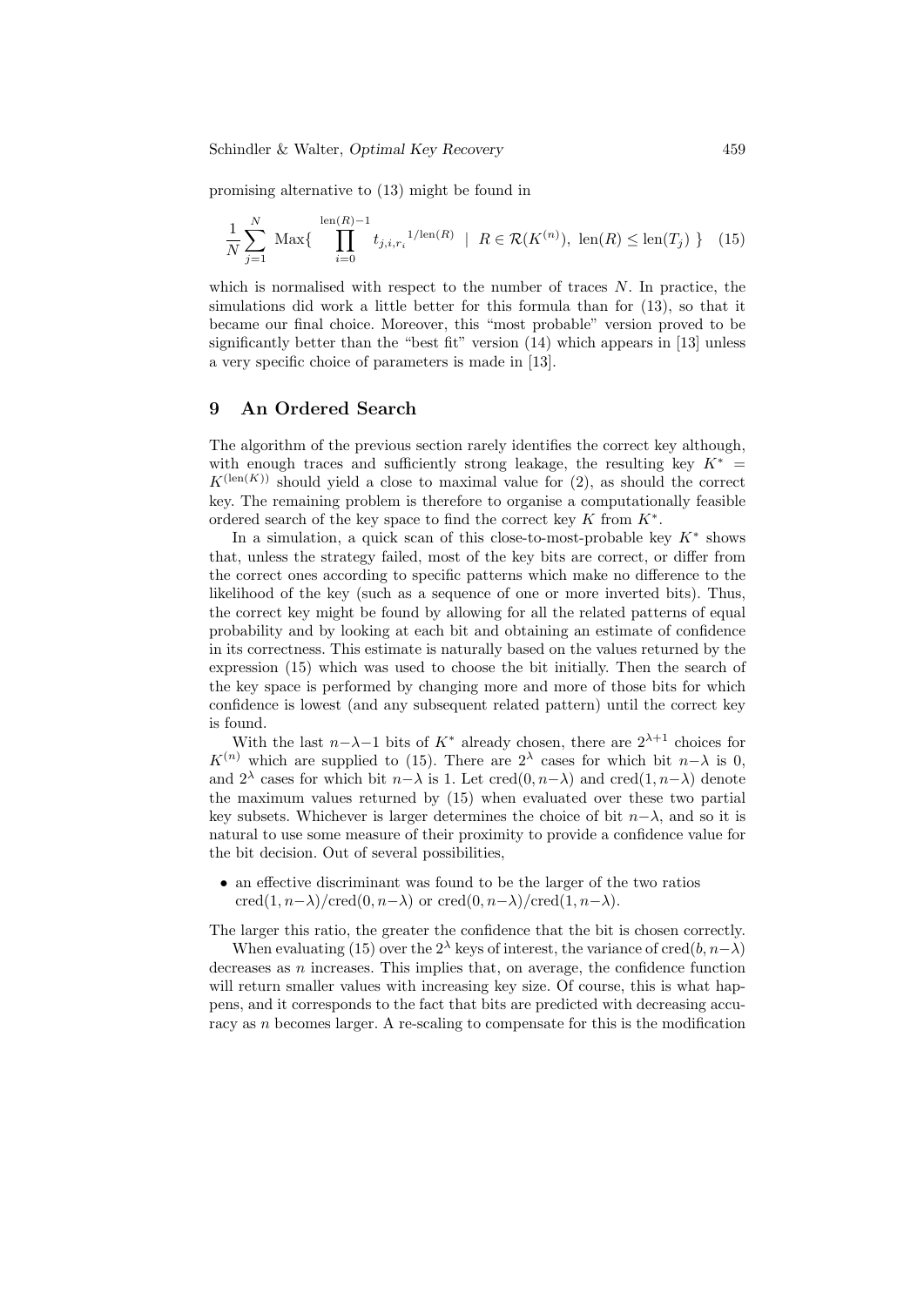promising alternative to (13) might be found in

$$\frac{1}{N}\sum_{j=1}^{N} \text{Max}\{ \prod_{i=0}^{\text{len}(R)-1} {t_{j,i,r_i}}^{1/\text{len}(R)} \mid R \in \mathcal{R}(K^{(n)}),\ \text{len}(R) \le \text{len}(T_j) \ \} \quad (15)$$

which is normalised with respect to the number of traces $N$. In practice, the simulations did work a little better for this formula than for (13), so that it became our final choice. Moreover, this "most probable" version proved to be significantly better than the "best fit" version (14) which appears in [13] unless a very specific choice of parameters is made in [13].

## 9 An Ordered Search

The algorithm of the previous section rarely identifies the correct key although, with enough traces and sufficiently strong leakage, the resulting key $K^* = K^{(\text{len}(K))}$ should yield a close to maximal value for (2), as should the correct key. The remaining problem is therefore to organise a computationally feasible ordered search of the key space to find the correct key $K$ from $K^*$.

In a simulation, a quick scan of this close-to-most-probable key $K^*$ shows that, unless the strategy failed, most of the key bits are correct, or differ from the correct ones according to specific patterns which make no difference to the likelihood of the key (such as a sequence of one or more inverted bits). Thus, the correct key might be found by allowing for all the related patterns of equal probability and by looking at each bit and obtaining an estimate of confidence in its correctness. This estimate is naturally based on the values returned by the expression (15) which was used to choose the bit initially. Then the search of the key space is performed by changing more and more of those bits for which confidence is lowest (and any subsequent related pattern) until the correct key is found.

With the last $n-\lambda-1$ bits of $K^*$ already chosen, there are $2^{\lambda+1}$ choices for $K^{(n)}$ which are supplied to (15). There are $2^{\lambda}$ cases for which bit $n-\lambda$ is 0, and $2^{\lambda}$ cases for which bit $n-\lambda$ is 1. Let $\text{cred}(0, n-\lambda)$ and $\text{cred}(1, n-\lambda)$ denote the maximum values returned by (15) when evaluated over these two partial key subsets. Whichever is larger determines the choice of bit $n-\lambda$, and so it is natural to use some measure of their proximity to provide a confidence value for the bit decision. Out of several possibilities,

- an effective discriminant was found to be the larger of the two ratios $\text{cred}(1, n-\lambda)/\text{cred}(0, n-\lambda)$ or $\text{cred}(0, n-\lambda)/\text{cred}(1, n-\lambda)$.

The larger this ratio, the greater the confidence that the bit is chosen correctly.

When evaluating (15) over the $2^{\lambda}$ keys of interest, the variance of $\text{cred}(b, n-\lambda)$ decreases as $n$ increases. This implies that, on average, the confidence function will return smaller values with increasing key size. Of course, this is what happens, and it corresponds to the fact that bits are predicted with decreasing accuracy as $n$ becomes larger. A re-scaling to compensate for this is the modification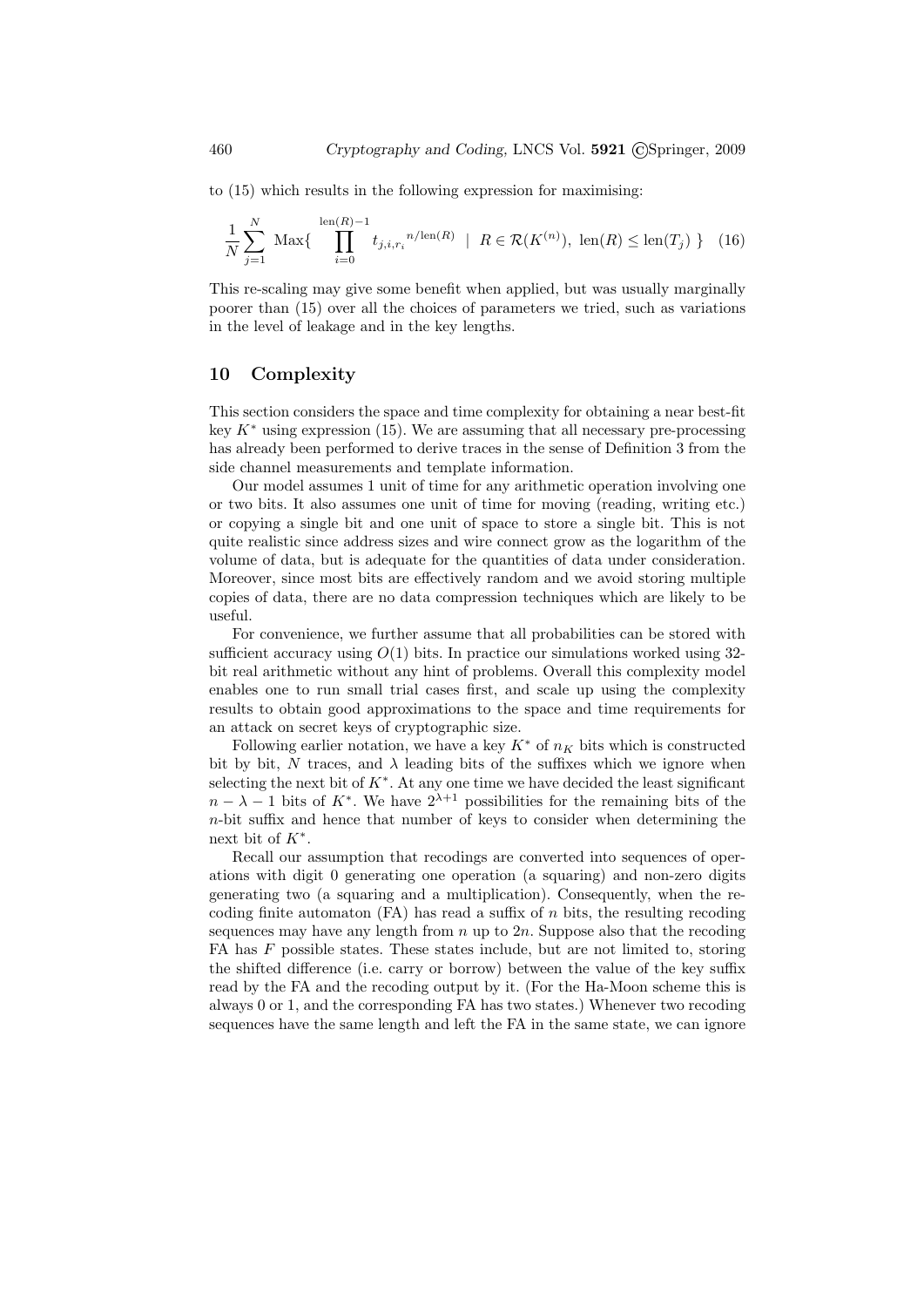to (15) which results in the following expression for maximising:

$$\frac{1}{N}\sum_{j=1}^{N} \text{Max}\{ \prod_{i=0}^{\text{len}(R)-1} {t_{j,i,r_i}}^{n/\text{len}(R)} \;\mid\; R \in \mathcal{R}(K^{(n)}),\ \text{len}(R) \le \text{len}(T_j) \ \} \quad (16)$$

This re-scaling may give some benefit when applied, but was usually marginally poorer than (15) over all the choices of parameters we tried, such as variations in the level of leakage and in the key lengths.

## 10 Complexity

This section considers the space and time complexity for obtaining a near best-fit key $K^*$ using expression (15). We are assuming that all necessary pre-processing has already been performed to derive traces in the sense of Definition 3 from the side channel measurements and template information.

Our model assumes 1 unit of time for any arithmetic operation involving one or two bits. It also assumes one unit of time for moving (reading, writing etc.) or copying a single bit and one unit of space to store a single bit. This is not quite realistic since address sizes and wire connect grow as the logarithm of the volume of data, but is adequate for the quantities of data under consideration. Moreover, since most bits are effectively random and we avoid storing multiple copies of data, there are no data compression techniques which are likely to be useful.

For convenience, we further assume that all probabilities can be stored with sufficient accuracy using $O(1)$ bits. In practice our simulations worked using 32-bit real arithmetic without any hint of problems. Overall this complexity model enables one to run small trial cases first, and scale up using the complexity results to obtain good approximations to the space and time requirements for an attack on secret keys of cryptographic size.

Following earlier notation, we have a key $K^*$ of $n_K$ bits which is constructed bit by bit, $N$ traces, and $\lambda$ leading bits of the suffixes which we ignore when selecting the next bit of $K^*$. At any one time we have decided the least significant $n-\lambda-1$ bits of $K^*$. We have $2^{\lambda+1}$ possibilities for the remaining bits of the $n$-bit suffix and hence that number of keys to consider when determining the next bit of $K^*$.

Recall our assumption that recodings are converted into sequences of operations with digit 0 generating one operation (a squaring) and non-zero digits generating two (a squaring and a multiplication). Consequently, when the recoding finite automaton (FA) has read a suffix of $n$ bits, the resulting recoding sequences may have any length from $n$ up to $2n$. Suppose also that the recoding FA has $F$ possible states. These states include, but are not limited to, storing the shifted difference (i.e. carry or borrow) between the value of the key suffix read by the FA and the recoding output by it. (For the Ha-Moon scheme this is always 0 or 1, and the corresponding FA has two states.) Whenever two recoding sequences have the same length and left the FA in the same state, we can ignore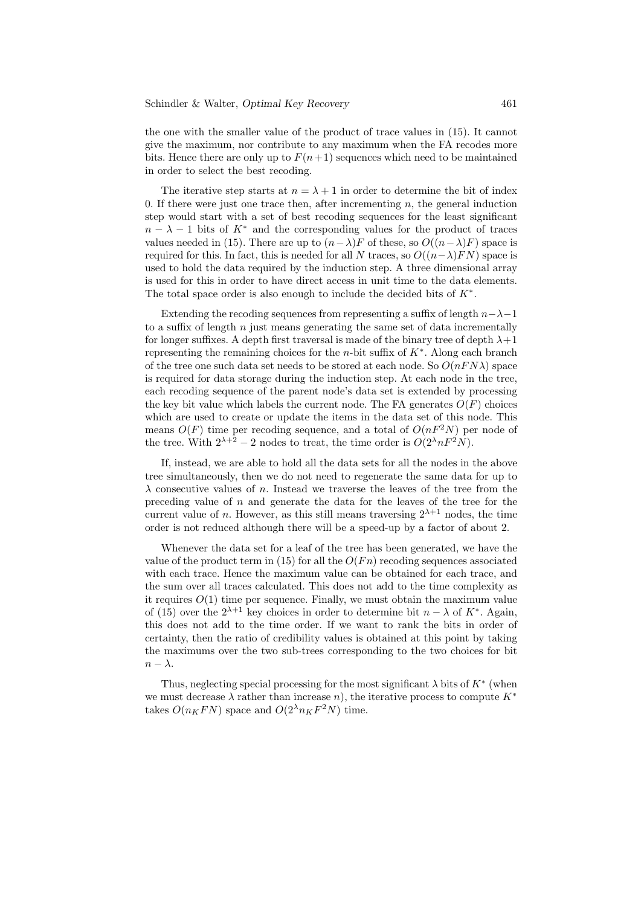the one with the smaller value of the product of trace values in (15). It cannot give the maximum, nor contribute to any maximum when the FA recodes more bits. Hence there are only up to $F(n+1)$ sequences which need to be maintained in order to select the best recoding.

The iterative step starts at $n = \lambda + 1$ in order to determine the bit of index 0. If there were just one trace then, after incrementing $n$, the general induction step would start with a set of best recoding sequences for the least significant $n - \lambda - 1$ bits of $K^*$ and the corresponding values for the product of traces values needed in (15). There are up to $(n-\lambda)F$ of these, so $O((n-\lambda)F)$ space is required for this. In fact, this is needed for all $N$ traces, so $O((n-\lambda)FN)$ space is used to hold the data required by the induction step. A three dimensional array is used for this in order to have direct access in unit time to the data elements. The total space order is also enough to include the decided bits of $K^*$.

Extending the recoding sequences from representing a suffix of length $n-\lambda-1$ to a suffix of length $n$ just means generating the same set of data incrementally for longer suffixes. A depth first traversal is made of the binary tree of depth $\lambda+1$ representing the remaining choices for the $n$-bit suffix of $K^*$. Along each branch of the tree one such data set needs to be stored at each node. So $O(nFN\lambda)$ space is required for data storage during the induction step. At each node in the tree, each recoding sequence of the parent node's data set is extended by processing the key bit value which labels the current node. The FA generates $O(F)$ choices which are used to create or update the items in the data set of this node. This means $O(F)$ time per recoding sequence, and a total of $O(nF^2N)$ per node of the tree. With $2^{\lambda+2} - 2$ nodes to treat, the time order is $O(2^\lambda nF^2N)$.

If, instead, we are able to hold all the data sets for all the nodes in the above tree simultaneously, then we do not need to regenerate the same data for up to $\lambda$ consecutive values of $n$. Instead we traverse the leaves of the tree from the preceding value of $n$ and generate the data for the leaves of the tree for the current value of $n$. However, as this still means traversing $2^{\lambda+1}$ nodes, the time order is not reduced although there will be a speed-up by a factor of about 2.

Whenever the data set for a leaf of the tree has been generated, we have the value of the product term in (15) for all the $O(Fn)$ recoding sequences associated with each trace. Hence the maximum value can be obtained for each trace, and the sum over all traces calculated. This does not add to the time complexity as it requires $O(1)$ time per sequence. Finally, we must obtain the maximum value of (15) over the $2^{\lambda+1}$ key choices in order to determine bit $n - \lambda$ of $K^*$. Again, this does not add to the time order. If we want to rank the bits in order of certainty, then the ratio of credibility values is obtained at this point by taking the maximums over the two sub-trees corresponding to the two choices for bit $n - \lambda$.

Thus, neglecting special processing for the most significant $\lambda$ bits of $K^*$ (when we must decrease $\lambda$ rather than increase $n$), the iterative process to compute $K^*$ takes $O(n_K FN)$ space and $O(2^\lambda n_K F^2N)$ time.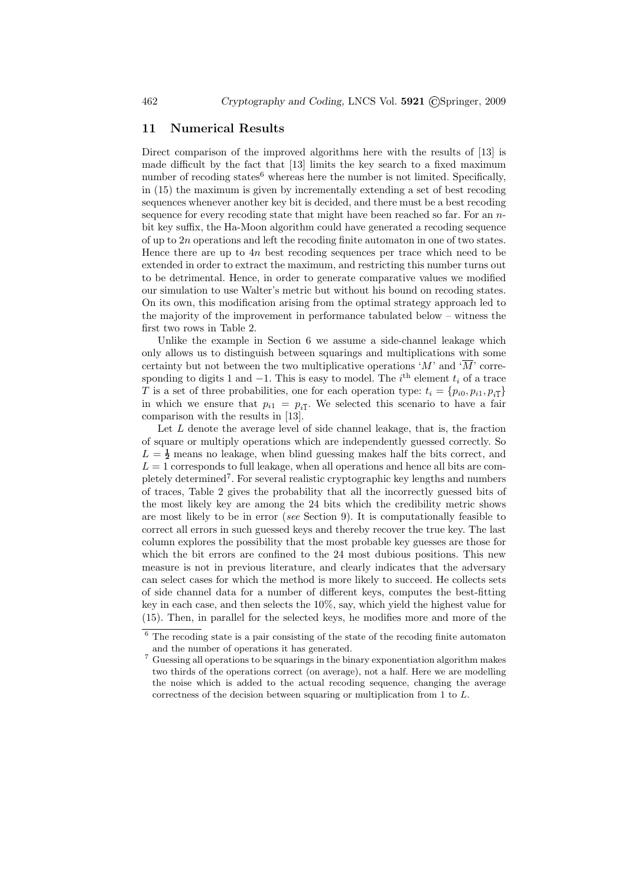## 11 Numerical Results

Direct comparison of the improved algorithms here with the results of [13] is made difficult by the fact that [13] limits the key search to a fixed maximum number of recoding states[6] whereas here the number is not limited. Specifically, in (15) the maximum is given by incrementally extending a set of best recoding sequences whenever another key bit is decided, and there must be a best recoding sequence for every recoding state that might have been reached so far. For an $n$-bit key suffix, the Ha-Moon algorithm could have generated a recoding sequence of up to $2n$ operations and left the recoding finite automaton in one of two states. Hence there are up to $4n$ best recoding sequences per trace which need to be extended in order to extract the maximum, and restricting this number turns out to be detrimental. Hence, in order to generate comparative values we modified our simulation to use Walter's metric but without his bound on recoding states. On its own, this modification arising from the optimal strategy approach led to the majority of the improvement in performance tabulated below – witness the first two rows in Table 2.

Unlike the example in Section 6 we assume a side-channel leakage which only allows us to distinguish between squarings and multiplications with some certainty but not between the two multiplicative operations '$M$' and '$\overline{M}$' corresponding to digits 1 and $-1$. This is easy to model. The $i^{\text{th}}$ element $t_i$ of a trace $T$ is a set of three probabilities, one for each operation type: $t_i = \{p_{i0}, p_{i1}, p_{i\overline{1}}\}$ in which we ensure that $p_{i1} = p_{i\overline{1}}$. We selected this scenario to have a fair comparison with the results in [13].

Let $L$ denote the average level of side channel leakage, that is, the fraction of square or multiply operations which are independently guessed correctly. So $L = \frac{1}{2}$ means no leakage, when blind guessing makes half the bits correct, and $L = 1$ corresponds to full leakage, when all operations and hence all bits are completely determined[7]. For several realistic cryptographic key lengths and numbers of traces, Table 2 gives the probability that all the incorrectly guessed bits of the most likely key are among the 24 bits which the credibility metric shows are most likely to be in error (*see* Section 9). It is computationally feasible to correct all errors in such guessed keys and thereby recover the true key. The last column explores the possibility that the most probable key guesses are those for which the bit errors are confined to the 24 most dubious positions. This new measure is not in previous literature, and clearly indicates that the adversary can select cases for which the method is more likely to succeed. He collects sets of side channel data for a number of different keys, computes the best-fitting key in each case, and then selects the 10%, say, which yield the highest value for (15). Then, in parallel for the selected keys, he modifies more and more of the

[6] The recoding state is a pair consisting of the state of the recoding finite automaton and the number of operations it has generated.

[7] Guessing all operations to be squarings in the binary exponentiation algorithm makes two thirds of the operations correct (on average), not a half. Here we are modelling the noise which is added to the actual recoding sequence, changing the average correctness of the decision between squaring or multiplication from 1 to $L$.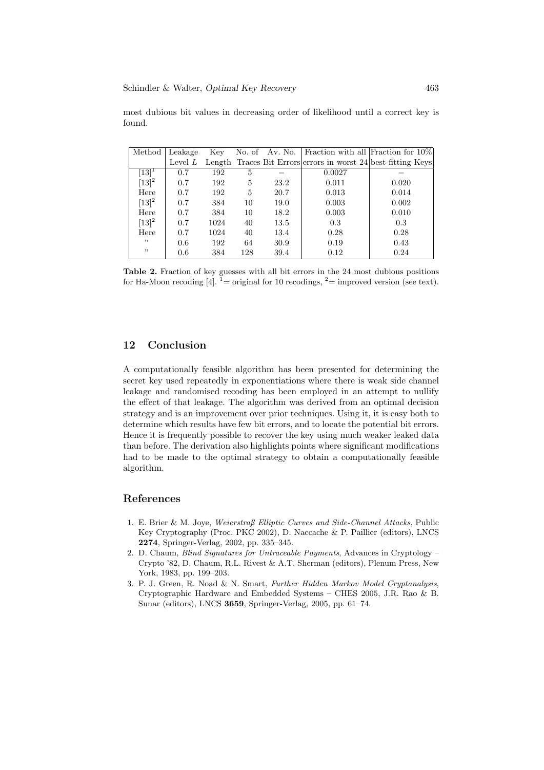most dubious bit values in decreasing order of likelihood until a correct key is found.

| Method | Leakage Level $L$ | Key Length | No. of Traces | Av. No. Bit Errors | Fraction with all errors in worst 24 | Fraction for 10% best-fitting Keys |
|---|---|---|---|---|---|---|
| [13][1] | 0.7 | 192 | 5 | – | 0.0027 | – |
| [13][2] | 0.7 | 192 | 5 | 23.2 | 0.011 | 0.020 |
| Here | 0.7 | 192 | 5 | 20.7 | 0.013 | 0.014 |
| [13][2] | 0.7 | 384 | 10 | 19.0 | 0.003 | 0.002 |
| Here | 0.7 | 384 | 10 | 18.2 | 0.003 | 0.010 |
| [13][2] | 0.7 | 1024 | 40 | 13.5 | 0.3 | 0.3 |
| Here | 0.7 | 1024 | 40 | 13.4 | 0.28 | 0.28 |
| " | 0.6 | 192 | 64 | 30.9 | 0.19 | 0.43 |
| " | 0.6 | 384 | 128 | 39.4 | 0.12 | 0.24 |

**Table 2.** Fraction of key guesses with all bit errors in the 24 most dubious positions for Ha-Moon recoding [4]. [1]= original for 10 recodings, [2]= improved version (see text).

## 12 Conclusion

A computationally feasible algorithm has been presented for determining the secret key used repeatedly in exponentiations where there is weak side channel leakage and randomised recoding has been employed in an attempt to nullify the effect of that leakage. The algorithm was derived from an optimal decision strategy and is an improvement over prior techniques. Using it, it is easy both to determine which results have few bit errors, and to locate the potential bit errors. Hence it is frequently possible to recover the key using much weaker leaked data than before. The derivation also highlights points where significant modifications had to be made to the optimal strategy to obtain a computationally feasible algorithm.

## References

1. E. Brier & M. Joye, *Weierstraß Elliptic Curves and Side-Channel Attacks*, Public Key Cryptography (Proc. PKC 2002), D. Naccache & P. Paillier (editors), LNCS **2274**, Springer-Verlag, 2002, pp. 335–345.
2. D. Chaum, *Blind Signatures for Untraceable Payments*, Advances in Cryptology – Crypto '82, D. Chaum, R.L. Rivest & A.T. Sherman (editors), Plenum Press, New York, 1983, pp. 199–203.
3. P. J. Green, R. Noad & N. Smart, *Further Hidden Markov Model Cryptanalysis*, Cryptographic Hardware and Embedded Systems – CHES 2005, J.R. Rao & B. Sunar (editors), LNCS **3659**, Springer-Verlag, 2005, pp. 61–74.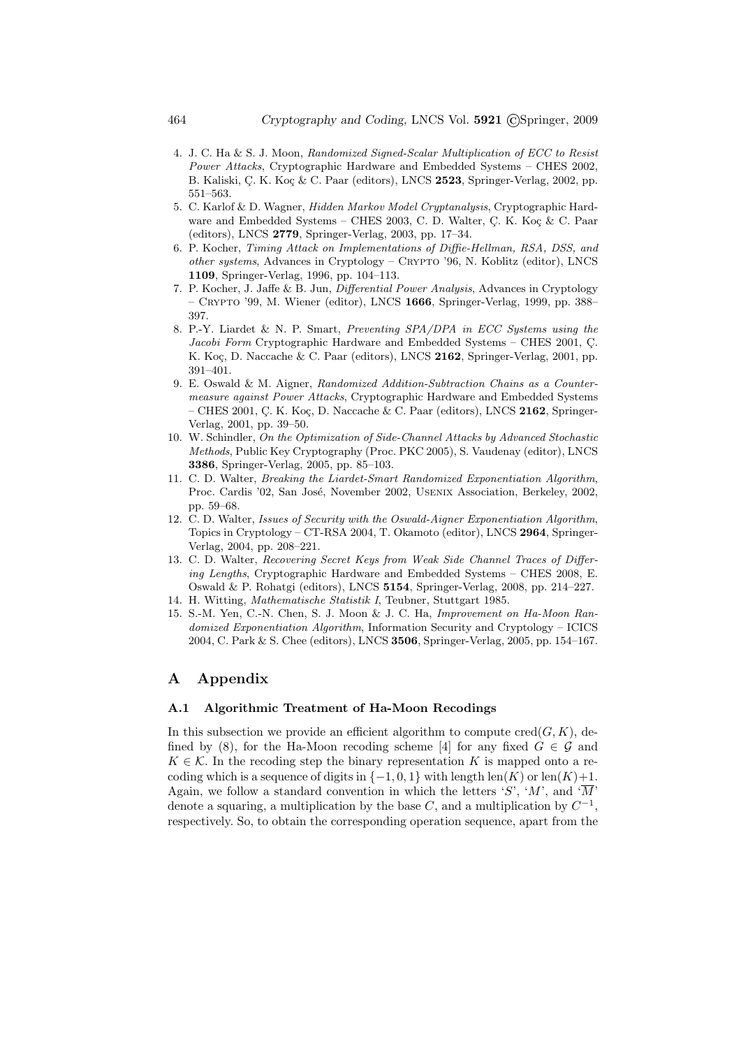4. J. C. Ha & S. J. Moon, *Randomized Signed-Scalar Multiplication of ECC to Resist Power Attacks*, Cryptographic Hardware and Embedded Systems – CHES 2002, B. Kaliski, Ç. K. Koç & C. Paar (editors), LNCS **2523**, Springer-Verlag, 2002, pp. 551–563.
5. C. Karlof & D. Wagner, *Hidden Markov Model Cryptanalysis*, Cryptographic Hardware and Embedded Systems – CHES 2003, C. D. Walter, Ç. K. Koç & C. Paar (editors), LNCS **2779**, Springer-Verlag, 2003, pp. 17–34.
6. P. Kocher, *Timing Attack on Implementations of Diffie-Hellman, RSA, DSS, and other systems*, Advances in Cryptology – CRYPTO '96, N. Koblitz (editor), LNCS **1109**, Springer-Verlag, 1996, pp. 104–113.
7. P. Kocher, J. Jaffe & B. Jun, *Differential Power Analysis*, Advances in Cryptology – CRYPTO '99, M. Wiener (editor), LNCS **1666**, Springer-Verlag, 1999, pp. 388–397.
8. P.-Y. Liardet & N. P. Smart, *Preventing SPA/DPA in ECC Systems using the Jacobi Form* Cryptographic Hardware and Embedded Systems – CHES 2001, Ç. K. Koç, D. Naccache & C. Paar (editors), LNCS **2162**, Springer-Verlag, 2001, pp. 391–401.
9. E. Oswald & M. Aigner, *Randomized Addition-Subtraction Chains as a Countermeasure against Power Attacks*, Cryptographic Hardware and Embedded Systems – CHES 2001, Ç. K. Koç, D. Naccache & C. Paar (editors), LNCS **2162**, Springer-Verlag, 2001, pp. 39–50.
10. W. Schindler, *On the Optimization of Side-Channel Attacks by Advanced Stochastic Methods*, Public Key Cryptography (Proc. PKC 2005), S. Vaudenay (editor), LNCS **3386**, Springer-Verlag, 2005, pp. 85–103.
11. C. D. Walter, *Breaking the Liardet-Smart Randomized Exponentiation Algorithm*, Proc. Cardis '02, San José, November 2002, USENIX Association, Berkeley, 2002, pp. 59–68.
12. C. D. Walter, *Issues of Security with the Oswald-Aigner Exponentiation Algorithm*, Topics in Cryptology – CT-RSA 2004, T. Okamoto (editor), LNCS **2964**, Springer-Verlag, 2004, pp. 208–221.
13. C. D. Walter, *Recovering Secret Keys from Weak Side Channel Traces of Differing Lengths*, Cryptographic Hardware and Embedded Systems – CHES 2008, E. Oswald & P. Rohatgi (editors), LNCS **5154**, Springer-Verlag, 2008, pp. 214–227.
14. H. Witting, *Mathematische Statistik I*, Teubner, Stuttgart 1985.
15. S.-M. Yen, C.-N. Chen, S. J. Moon & J. C. Ha, *Improvement on Ha-Moon Randomized Exponentiation Algorithm*, Information Security and Cryptology – ICICS 2004, C. Park & S. Chee (editors), LNCS **3506**, Springer-Verlag, 2005, pp. 154–167.

## A Appendix

### A.1 Algorithmic Treatment of Ha-Moon Recodings

In this subsection we provide an efficient algorithm to compute $\text{cred}(G, K)$, defined by (8), for the Ha-Moon recoding scheme [4] for any fixed $G \in \mathcal{G}$ and $K \in \mathcal{K}$. In the recoding step the binary representation $K$ is mapped onto a recoding which is a sequence of digits in $\{-1, 0, 1\}$ with length $\text{len}(K)$ or $\text{len}(K)+1$. Again, we follow a standard convention in which the letters '$S$', '$M$', and '$\overline{M}$' denote a squaring, a multiplication by the base $C$, and a multiplication by $C^{-1}$, respectively. So, to obtain the corresponding operation sequence, apart from the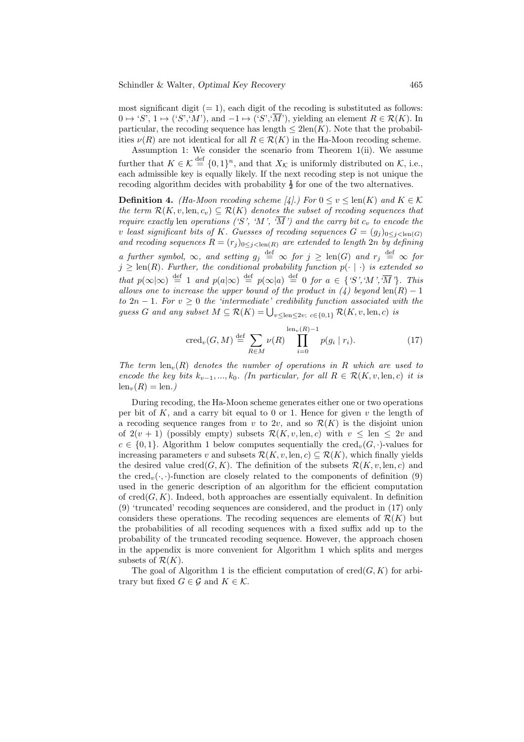most significant digit ($= 1$), each digit of the recoding is substituted as follows: $0 \mapsto$ '$S$', $1 \mapsto$ ('$S$','$M$'), and $-1 \mapsto$ ('$S$','$\overline{M}$'), yielding an element $R \in \mathcal{R}(K)$. In particular, the recoding sequence has length $\leq 2\text{len}(K)$. Note that the probabilities $\nu(R)$ are not identical for all $R \in \mathcal{R}(K)$ in the Ha-Moon recoding scheme.

Assumption 1: We consider the scenario from Theorem 1(ii). We assume further that $K \in \mathcal{K} \stackrel{\text{def}}{=} \{0,1\}^n$, and that $X_{\mathcal{K}}$ is uniformly distributed on $\mathcal{K}$, i.e., each admissible key is equally likely. If the next recoding step is not unique the recoding algorithm decides with probability $\frac{1}{2}$ for one of the two alternatives.

**Definition 4.** *(Ha-Moon recoding scheme [4].) For $0 \leq v \leq \text{len}(K)$ and $K \in \mathcal{K}$ the term $\mathcal{R}(K, v, \text{len}, c_v) \subseteq \mathcal{R}(K)$ denotes the subset of recoding sequences that require exactly* len *operations ('$S$', '$M$', '$\overline{M}$') and the carry bit $c_v$ to encode the $v$ least significant bits of $K$. Guesses of recoding sequences $G = (g_j)_{0 \leq j < \text{len}(G)}$ and recoding sequences $R = (r_j)_{0 \leq j < \text{len}(R)}$ are extended to length $2n$ by defining a further symbol, $\infty$, and setting $g_j \stackrel{\text{def}}{=} \infty$ for $j \geq \text{len}(G)$ and $r_j \stackrel{\text{def}}{=} \infty$ for $j \geq \text{len}(R)$. Further, the conditional probability function $p(\cdot \mid \cdot)$ is extended so that $p(\infty|\infty) \stackrel{\text{def}}{=} 1$ and $p(a|\infty) \stackrel{\text{def}}{=} p(\infty|a) \stackrel{\text{def}}{=} 0$ for $a \in \{$'$S$','$M$','$\overline{M}$'$\}$. This allows one to increase the upper bound of the product in (4) beyond $\text{len}(R) - 1$ to $2n - 1$. For $v \geq 0$ the 'intermediate' credibility function associated with the guess $G$ and any subset $M \subseteq \mathcal{R}(K) = \bigcup_{v \leq \text{len} \leq 2v;\ c \in \{0,1\}} \mathcal{R}(K, v, \text{len}, c)$ is*

$$\text{cred}_v(G, M) \stackrel{\text{def}}{=} \sum_{R \in M} \nu(R) \prod_{i=0}^{\text{len}_v(R)-1} p(g_i \mid r_i). \tag{17}$$

*The term $\text{len}_v(R)$ denotes the number of operations in $R$ which are used to encode the key bits $k_{v-1}, ..., k_0$. (In particular, for all $R \in \mathcal{R}(K, v, \text{len}, c)$ it is $\text{len}_v(R) = \text{len}$.)*

During recoding, the Ha-Moon scheme generates either one or two operations per bit of $K$, and a carry bit equal to 0 or 1. Hence for given $v$ the length of a recoding sequence ranges from $v$ to $2v$, and so $\mathcal{R}(K)$ is the disjoint union of $2(v + 1)$ (possibly empty) subsets $\mathcal{R}(K, v, \text{len}, c)$ with $v \leq \text{len} \leq 2v$ and $c \in \{0, 1\}$. Algorithm 1 below computes sequentially the $\text{cred}_v(G, \cdot)$-values for increasing parameters $v$ and subsets $\mathcal{R}(K, v, \text{len}, c) \subseteq \mathcal{R}(K)$, which finally yields the desired value $\text{cred}(G, K)$. The definition of the subsets $\mathcal{R}(K, v, \text{len}, c)$ and the $\text{cred}_v(\cdot, \cdot)$-function are closely related to the components of definition (9) used in the generic description of an algorithm for the efficient computation of $\text{cred}(G, K)$. Indeed, both approaches are essentially equivalent. In definition (9) 'truncated' recoding sequences are considered, and the product in (17) only considers these operations. The recoding sequences are elements of $\mathcal{R}(K)$ but the probabilities of all recoding sequences with a fixed suffix add up to the probability of the truncated recoding sequence. However, the approach chosen in the appendix is more convenient for Algorithm 1 which splits and merges subsets of $\mathcal{R}(K)$.

The goal of Algorithm 1 is the efficient computation of $\text{cred}(G, K)$ for arbitrary but fixed $G \in \mathcal{G}$ and $K \in \mathcal{K}$.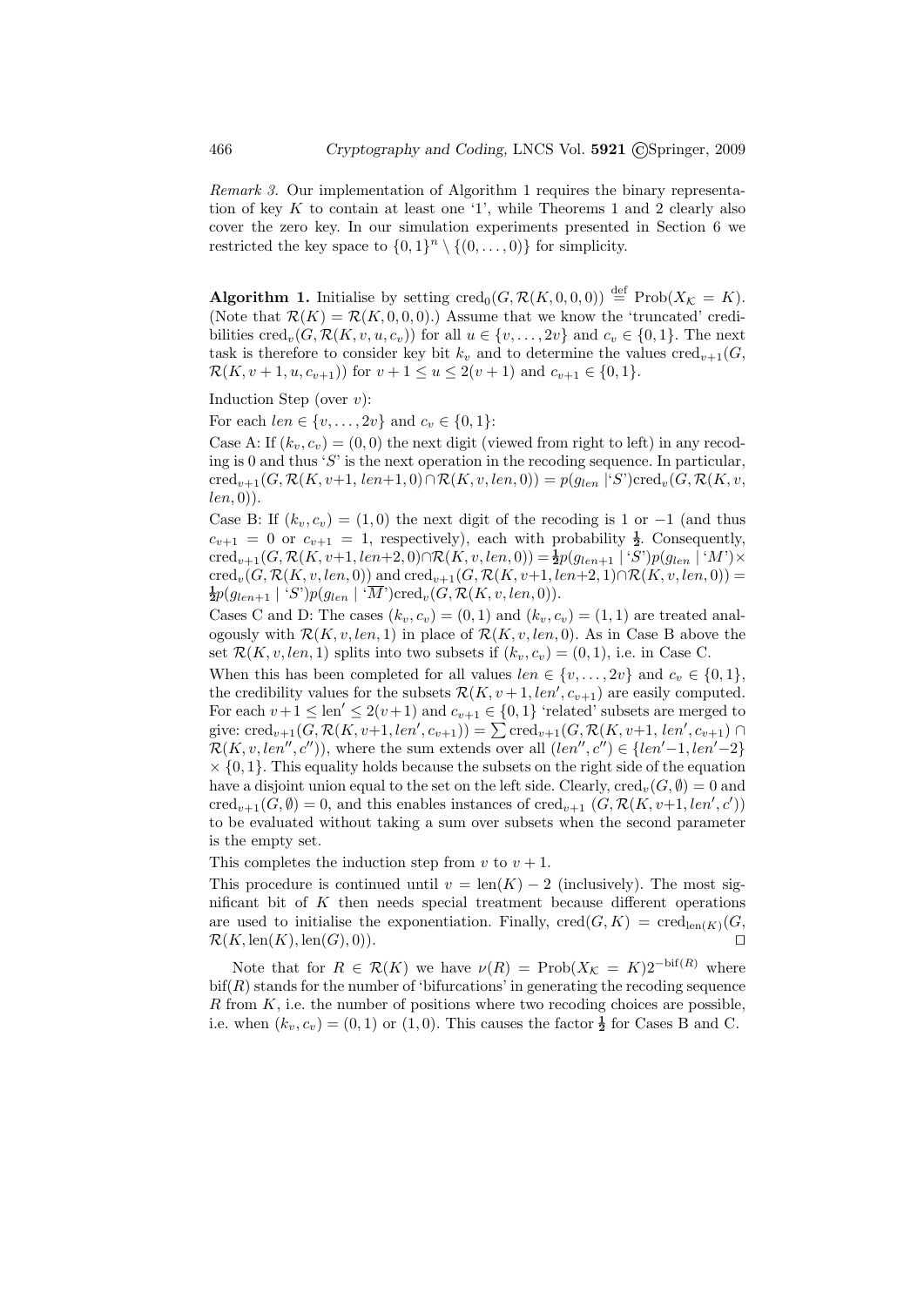*Remark 3.* Our implementation of Algorithm 1 requires the binary representation of key $K$ to contain at least one '1', while Theorems 1 and 2 clearly also cover the zero key. In our simulation experiments presented in Section 6 we restricted the key space to $\{0,1\}^n \setminus \{(0,\ldots,0)\}$ for simplicity.

**Algorithm 1.** Initialise by setting $\text{cred}_0(G, \mathcal{R}(K,0,0,0)) \stackrel{\text{def}}{=} \text{Prob}(X_{\mathcal{K}} = K)$. (Note that $\mathcal{R}(K) = \mathcal{R}(K,0,0,0)$.) Assume that we know the 'truncated' credibilities $\text{cred}_v(G, \mathcal{R}(K, v, u, c_v))$ for all $u \in \{v,\ldots,2v\}$ and $c_v \in \{0,1\}$. The next task is therefore to consider key bit $k_v$ and to determine the values $\text{cred}_{v+1}(G, \mathcal{R}(K, v+1, u, c_{v+1}))$ for $v+1 \leq u \leq 2(v+1)$ and $c_{v+1} \in \{0,1\}$.

Induction Step (over $v$):

For each $len \in \{v,\ldots,2v\}$ and $c_v \in \{0,1\}$:

Case A: If $(k_v, c_v) = (0,0)$ the next digit (viewed from right to left) in any recoding is 0 and thus '$S$' is the next operation in the recoding sequence. In particular, $\text{cred}_{v+1}(G, \mathcal{R}(K, v+1, len+1, 0) \cap \mathcal{R}(K, v, len, 0)) = p(g_{len} \mid \text{'}S\text{'})\text{cred}_v(G, \mathcal{R}(K, v, len, 0))$.

Case B: If $(k_v, c_v) = (1,0)$ the next digit of the recoding is 1 or $-1$ (and thus $c_{v+1} = 0$ or $c_{v+1} = 1$, respectively), each with probability $\frac{1}{2}$. Consequently, $\text{cred}_{v+1}(G, \mathcal{R}(K, v+1, len+2, 0) \cap \mathcal{R}(K, v, len, 0)) = \frac{1}{2}p(g_{len+1} \mid \text{'}S\text{'})p(g_{len} \mid \text{'}M\text{'}) \times \text{cred}_v(G, \mathcal{R}(K, v, len, 0))$ and $\text{cred}_{v+1}(G, \mathcal{R}(K, v+1, len+2, 1) \cap \mathcal{R}(K, v, len, 0)) = \frac{1}{2}p(g_{len+1} \mid \text{'}S\text{'})p(g_{len} \mid \text{'}\overline{M}\text{'})\text{cred}_v(G, \mathcal{R}(K, v, len, 0))$.

Cases C and D: The cases $(k_v, c_v) = (0,1)$ and $(k_v, c_v) = (1,1)$ are treated analogously with $\mathcal{R}(K, v, len, 1)$ in place of $\mathcal{R}(K, v, len, 0)$. As in Case B above the set $\mathcal{R}(K, v, len, 1)$ splits into two subsets if $(k_v, c_v) = (0,1)$, i.e. in Case C.

When this has been completed for all values $len \in \{v,\ldots,2v\}$ and $c_v \in \{0,1\}$, the credibility values for the subsets $\mathcal{R}(K, v+1, len', c_{v+1})$ are easily computed. For each $v+1 \leq \text{len}' \leq 2(v+1)$ and $c_{v+1} \in \{0,1\}$ 'related' subsets are merged to give: $\text{cred}_{v+1}(G, \mathcal{R}(K, v+1, len', c_{v+1})) = \sum \text{cred}_{v+1}(G, \mathcal{R}(K, v+1, len', c_{v+1}) \cap \mathcal{R}(K, v, len'', c''))$, where the sum extends over all $(len'', c'') \in \{len'-1, len'-2\} \times \{0,1\}$. This equality holds because the subsets on the right side of the equation have a disjoint union equal to the set on the left side. Clearly, $\text{cred}_v(G, \emptyset) = 0$ and $\text{cred}_{v+1}(G, \emptyset) = 0$, and this enables instances of $\text{cred}_{v+1}(G, \mathcal{R}(K, v+1, len', c'))$ to be evaluated without taking a sum over subsets when the second parameter is the empty set.

This completes the induction step from $v$ to $v+1$.

This procedure is continued until $v = \text{len}(K) - 2$ (inclusively). The most significant bit of $K$ then needs special treatment because different operations are used to initialise the exponentiation. Finally, $\text{cred}(G, K) = \text{cred}_{\text{len}(K)}(G, \mathcal{R}(K, \text{len}(K), \text{len}(G), 0))$. $\square$

Note that for $R \in \mathcal{R}(K)$ we have $\nu(R) = \text{Prob}(X_{\mathcal{K}} = K)2^{-\text{bif}(R)}$ where $\text{bif}(R)$ stands for the number of 'bifurcations' in generating the recoding sequence $R$ from $K$, i.e. the number of positions where two recoding choices are possible, i.e. when $(k_v, c_v) = (0,1)$ or $(1,0)$. This causes the factor $\frac{1}{2}$ for Cases B and C.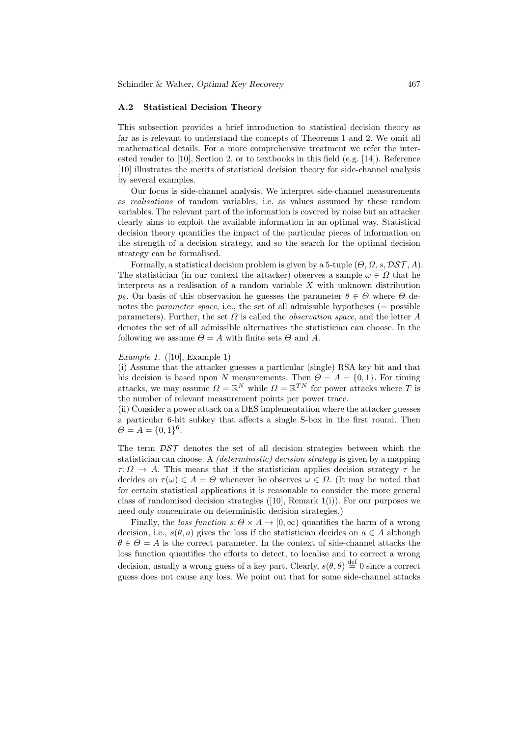### A.2 Statistical Decision Theory

This subsection provides a brief introduction to statistical decision theory as far as is relevant to understand the concepts of Theorems 1 and 2. We omit all mathematical details. For a more comprehensive treatment we refer the interested reader to [10], Section 2, or to textbooks in this field (e.g. [14]). Reference [10] illustrates the merits of statistical decision theory for side-channel analysis by several examples.

Our focus is side-channel analysis. We interpret side-channel measurements as *realisations* of random variables, i.e. as values assumed by these random variables. The relevant part of the information is covered by noise but an attacker clearly aims to exploit the available information in an optimal way. Statistical decision theory quantifies the impact of the particular pieces of information on the strength of a decision strategy, and so the search for the optimal decision strategy can be formalised.

Formally, a statistical decision problem is given by a 5-tuple $(\Theta, \Omega, s, \mathcal{DST}, A)$. The statistician (in our context the attacker) observes a sample $\omega \in \Omega$ that he interprets as a realisation of a random variable $X$ with unknown distribution $p_\theta$. On basis of this observation he guesses the parameter $\theta \in \Theta$ where $\Theta$ denotes the *parameter space*, i.e., the set of all admissible hypotheses (= possible parameters). Further, the set $\Omega$ is called the *observation space*, and the letter $A$ denotes the set of all admissible alternatives the statistician can choose. In the following we assume $\Theta = A$ with finite sets $\Theta$ and $A$.

*Example 1.* ([10], Example 1)
(i) Assume that the attacker guesses a particular (single) RSA key bit and that his decision is based upon $N$ measurements. Then $\Theta = A = \{0, 1\}$. For timing attacks, we may assume $\Omega = \mathbb{R}^N$ while $\Omega = \mathbb{R}^{TN}$ for power attacks where $T$ is the number of relevant measurement points per power trace.
(ii) Consider a power attack on a DES implementation where the attacker guesses a particular 6-bit subkey that affects a single S-box in the first round. Then $\Theta = A = \{0, 1\}^6$.

The term $\mathcal{DST}$ denotes the set of all decision strategies between which the statistician can choose. A *(deterministic) decision strategy* is given by a mapping $\tau \colon \Omega \to A$. This means that if the statistician applies decision strategy $\tau$ he decides on $\tau(\omega) \in A = \Theta$ whenever he observes $\omega \in \Omega$. (It may be noted that for certain statistical applications it is reasonable to consider the more general class of randomised decision strategies ([10], Remark 1(i)). For our purposes we need only concentrate on deterministic decision strategies.)

Finally, the *loss function* $s \colon \Theta \times A \to [0, \infty)$ quantifies the harm of a wrong decision, i.e., $s(\theta, a)$ gives the loss if the statistician decides on $a \in A$ although $\theta \in \Theta = A$ is the correct parameter. In the context of side-channel attacks the loss function quantifies the efforts to detect, to localise and to correct a wrong decision, usually a wrong guess of a key part. Clearly, $s(\theta, \theta) \stackrel{\text{def}}{=} 0$ since a correct guess does not cause any loss. We point out that for some side-channel attacks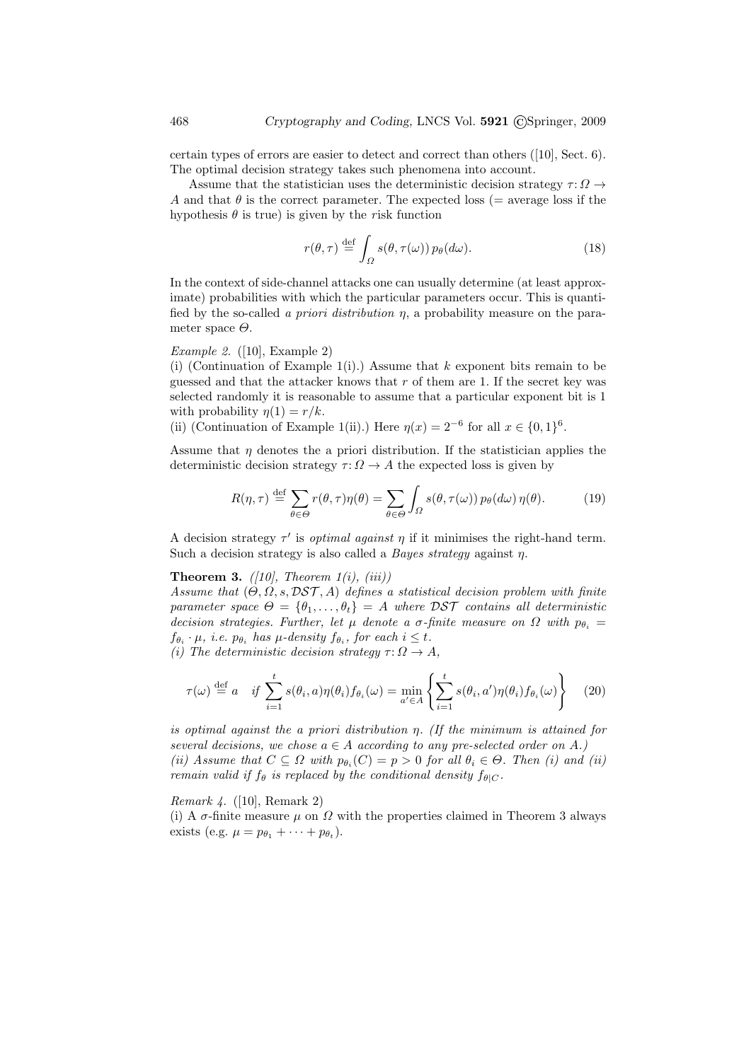certain types of errors are easier to detect and correct than others ([10], Sect. 6). The optimal decision strategy takes such phenomena into account.

Assume that the statistician uses the deterministic decision strategy $\tau\colon \Omega \to A$ and that $\theta$ is the correct parameter. The expected loss (= average loss if the hypothesis $\theta$ is true) is given by the *r*isk function

$$r(\theta, \tau) \stackrel{\text{def}}{=} \int_\Omega s(\theta, \tau(\omega))\, p_\theta(d\omega). \tag{18}$$

In the context of side-channel attacks one can usually determine (at least approximate) probabilities with which the particular parameters occur. This is quantified by the so-called *a priori distribution* $\eta$, a probability measure on the parameter space $\Theta$.

*Example 2.* ([10], Example 2)
(i) (Continuation of Example 1(i).) Assume that $k$ exponent bits remain to be guessed and that the attacker knows that $r$ of them are 1. If the secret key was selected randomly it is reasonable to assume that a particular exponent bit is 1 with probability $\eta(1) = r/k$.
(ii) (Continuation of Example 1(ii).) Here $\eta(x) = 2^{-6}$ for all $x \in \{0,1\}^6$.

Assume that $\eta$ denotes the a priori distribution. If the statistician applies the deterministic decision strategy $\tau\colon \Omega \to A$ the expected loss is given by

$$R(\eta, \tau) \stackrel{\text{def}}{=} \sum_{\theta \in \Theta} r(\theta, \tau)\eta(\theta) = \sum_{\theta \in \Theta} \int_\Omega s(\theta, \tau(\omega))\, p_\theta(d\omega)\, \eta(\theta). \tag{19}$$

A decision strategy $\tau'$ is *optimal against* $\eta$ if it minimises the right-hand term. Such a decision strategy is also called a *Bayes strategy* against $\eta$.

**Theorem 3.** *([10], Theorem 1(i), (iii))*
*Assume that $(\Theta, \Omega, s, \mathcal{DST}, A)$ defines a statistical decision problem with finite parameter space $\Theta = \{\theta_1, \ldots, \theta_t\} = A$ where $\mathcal{DST}$ contains all deterministic decision strategies. Further, let $\mu$ denote a $\sigma$-finite measure on $\Omega$ with $p_{\theta_i} = f_{\theta_i} \cdot \mu$, i.e. $p_{\theta_i}$ has $\mu$-density $f_{\theta_i}$, for each $i \le t$.*
*(i) The deterministic decision strategy $\tau\colon \Omega \to A$,*

$$\tau(\omega) \stackrel{\text{def}}{=} a \quad \text{if } \sum_{i=1}^{t} s(\theta_i, a)\eta(\theta_i) f_{\theta_i}(\omega) = \min_{a' \in A} \left\{ \sum_{i=1}^{t} s(\theta_i, a')\eta(\theta_i) f_{\theta_i}(\omega) \right\} \tag{20}$$

*is optimal against the a priori distribution $\eta$. (If the minimum is attained for several decisions, we chose $a \in A$ according to any pre-selected order on $A$.)*
*(ii) Assume that $C \subseteq \Omega$ with $p_{\theta_i}(C) = p > 0$ for all $\theta_i \in \Theta$. Then (i) and (ii) remain valid if $f_\theta$ is replaced by the conditional density $f_{\theta|C}$.*

*Remark 4.* ([10], Remark 2)
(i) A $\sigma$-finite measure $\mu$ on $\Omega$ with the properties claimed in Theorem 3 always exists (e.g. $\mu = p_{\theta_1} + \cdots + p_{\theta_t}$).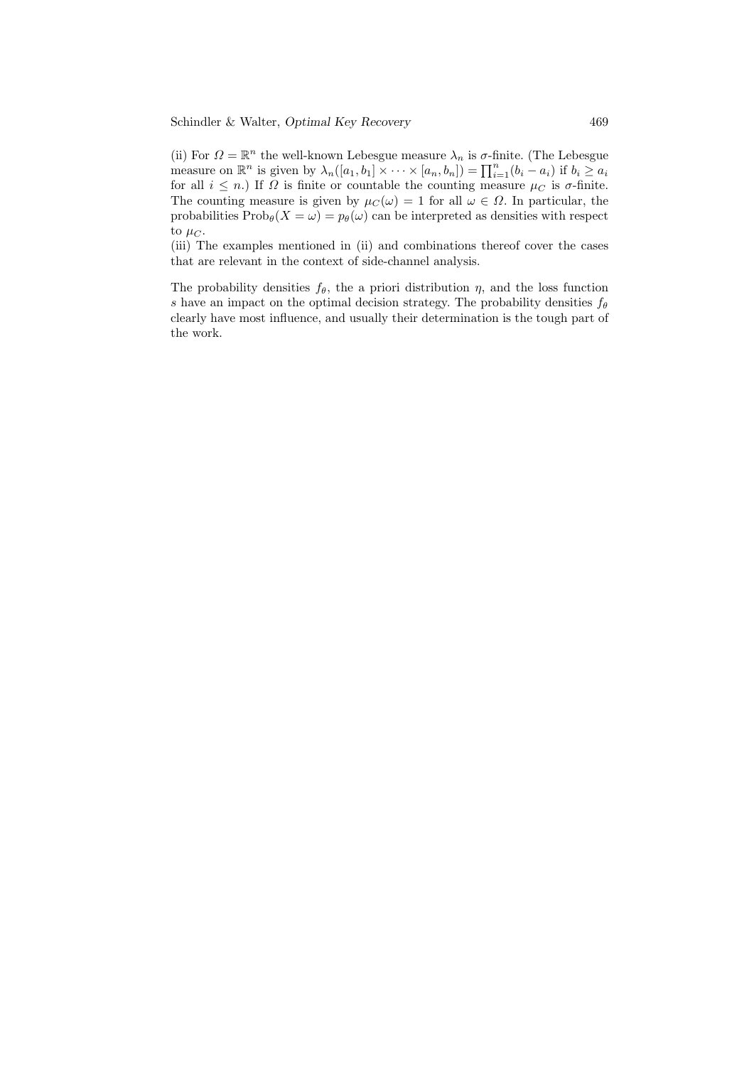(ii) For $\Omega = \mathbb{R}^n$ the well-known Lebesgue measure $\lambda_n$ is $\sigma$-finite. (The Lebesgue measure on $\mathbb{R}^n$ is given by $\lambda_n([a_1, b_1] \times \cdots \times [a_n, b_n]) = \prod_{i=1}^{n}(b_i - a_i)$ if $b_i \geq a_i$ for all $i \leq n$.) If $\Omega$ is finite or countable the counting measure $\mu_C$ is $\sigma$-finite. The counting measure is given by $\mu_C(\omega) = 1$ for all $\omega \in \Omega$. In particular, the probabilities $\text{Prob}_\theta(X = \omega) = p_\theta(\omega)$ can be interpreted as densities with respect to $\mu_C$.
(iii) The examples mentioned in (ii) and combinations thereof cover the cases that are relevant in the context of side-channel analysis.

The probability densities $f_\theta$, the a priori distribution $\eta$, and the loss function $s$ have an impact on the optimal decision strategy. The probability densities $f_\theta$ clearly have most influence, and usually their determination is the tough part of the work.